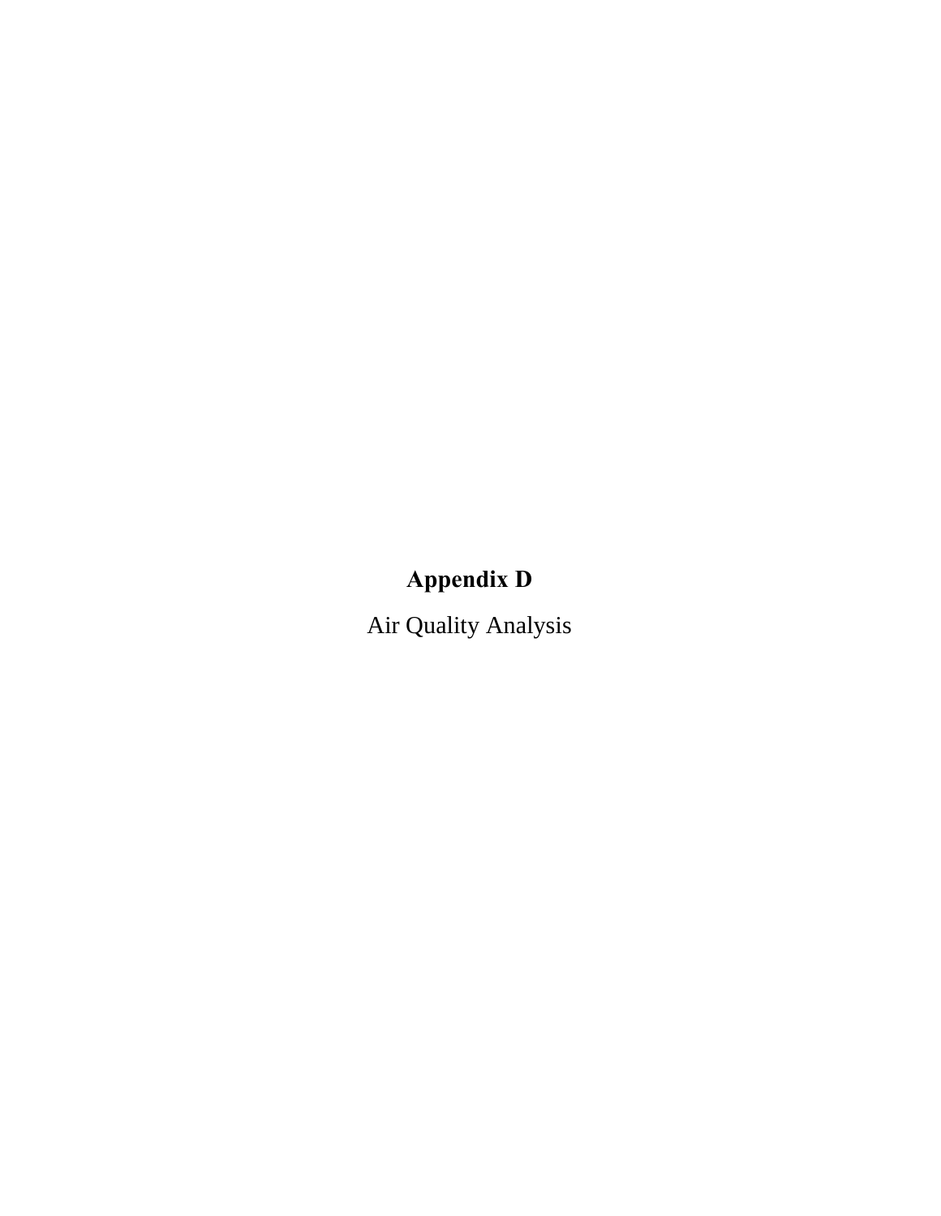# Appendix D

Air Quality Analysis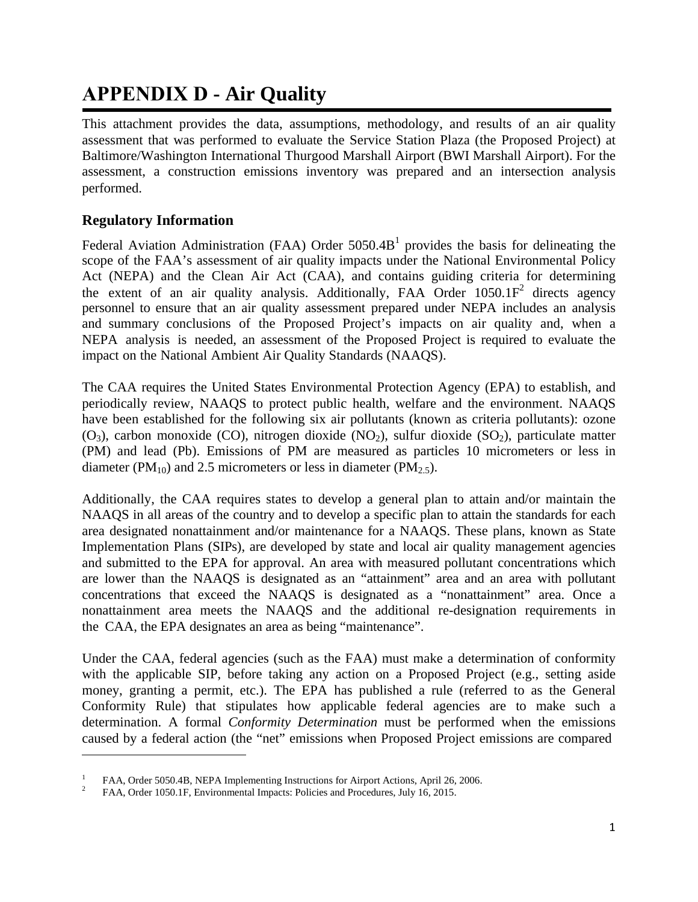# APPENDIX D - Air Quality

This attachment provides the data, assumptions, methodology, and results of an air quality assessment that was performed to evaluate the Service Station Plaza (the Proposed Project) at Baltimore/Washington International Thurgood Marshall Airport (BWI Marshall Airport). For the assessment, a construction emissions inventory was prepared and an intersection analysis performed.

## Regulatory Information

Federal Aviation Administration (FAA) Order 5050.4B[1] provides the basis for delineating the scope of the FAA's assessment of air quality impacts under the National Environmental Policy Act (NEPA) and the Clean Air Act (CAA), and contains guiding criteria for determining the extent of an air quality analysis. Additionally, FAA Order 1050.1F[2] directs agency personnel to ensure that an air quality assessment prepared under NEPA includes an analysis and summary conclusions of the Proposed Project's impacts on air quality and, when a NEPA analysis is needed, an assessment of the Proposed Project is required to evaluate the impact on the National Ambient Air Quality Standards (NAAQS).

The CAA requires the United States Environmental Protection Agency (EPA) to establish, and periodically review, NAAQS to protect public health, welfare and the environment. NAAQS have been established for the following six air pollutants (known as criteria pollutants): ozone ($O_3$), carbon monoxide (CO), nitrogen dioxide ($NO_2$), sulfur dioxide ($SO_2$), particulate matter (PM) and lead (Pb). Emissions of PM are measured as particles 10 micrometers or less in diameter ($PM_{10}$) and 2.5 micrometers or less in diameter ($PM_{2.5}$).

Additionally, the CAA requires states to develop a general plan to attain and/or maintain the NAAQS in all areas of the country and to develop a specific plan to attain the standards for each area designated nonattainment and/or maintenance for a NAAQS. These plans, known as State Implementation Plans (SIPs), are developed by state and local air quality management agencies and submitted to the EPA for approval. An area with measured pollutant concentrations which are lower than the NAAQS is designated as an "attainment" area and an area with pollutant concentrations that exceed the NAAQS is designated as a "nonattainment" area. Once a nonattainment area meets the NAAQS and the additional re-designation requirements in the CAA, the EPA designates an area as being "maintenance".

Under the CAA, federal agencies (such as the FAA) must make a determination of conformity with the applicable SIP, before taking any action on a Proposed Project (e.g., setting aside money, granting a permit, etc.). The EPA has published a rule (referred to as the General Conformity Rule) that stipulates how applicable federal agencies are to make such a determination. A formal *Conformity Determination* must be performed when the emissions caused by a federal action (the "net" emissions when Proposed Project emissions are compared

---

[1] FAA, Order 5050.4B, NEPA Implementing Instructions for Airport Actions, April 26, 2006.

[2] FAA, Order 1050.1F, Environmental Impacts: Policies and Procedures, July 16, 2015.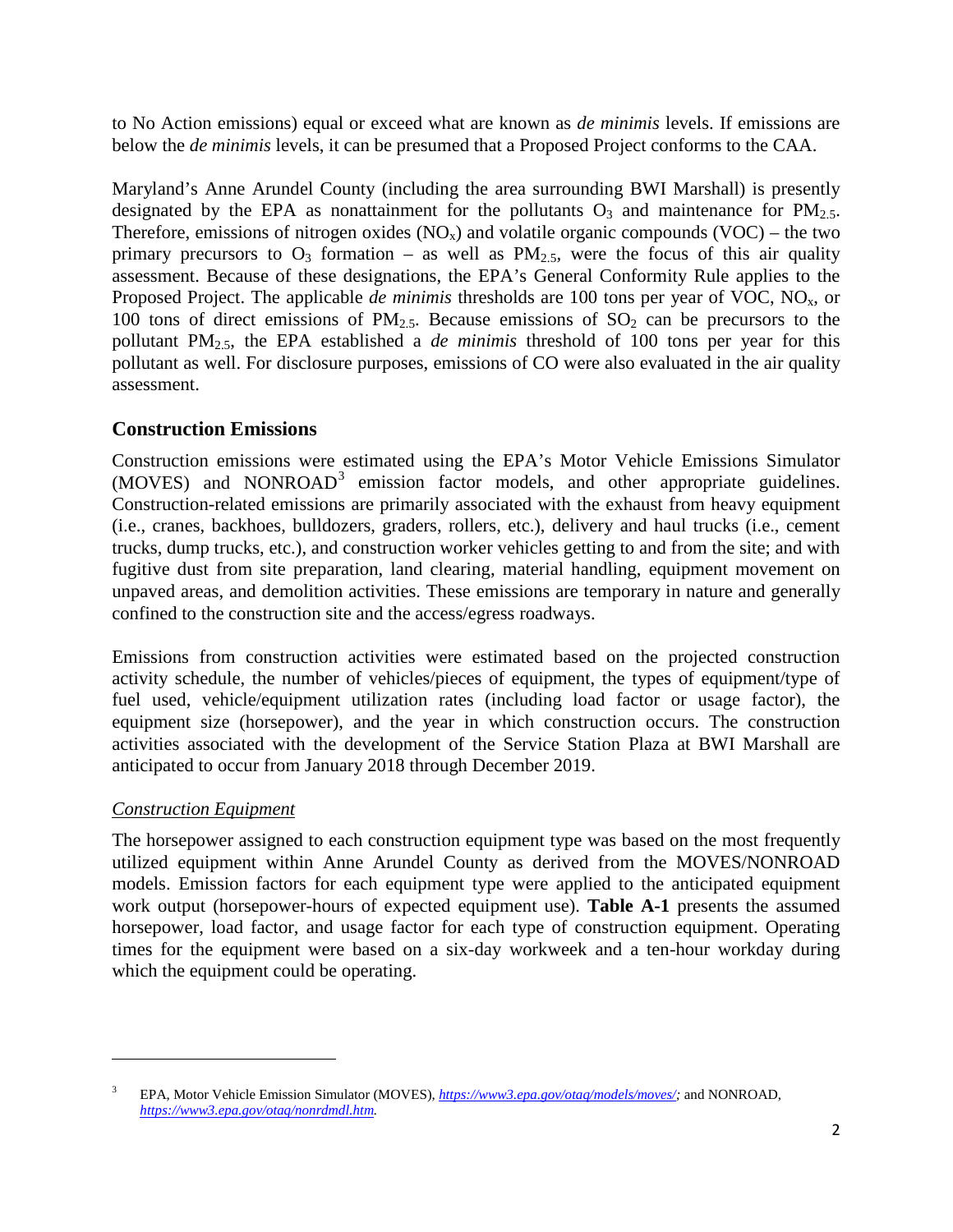to No Action emissions) equal or exceed what are known as *de minimis* levels. If emissions are below the *de minimis* levels, it can be presumed that a Proposed Project conforms to the CAA.

Maryland's Anne Arundel County (including the area surrounding BWI Marshall) is presently designated by the EPA as nonattainment for the pollutants $O_3$ and maintenance for $PM_{2.5}$. Therefore, emissions of nitrogen oxides ($NO_x$) and volatile organic compounds (VOC) – the two primary precursors to $O_3$ formation – as well as $PM_{2.5}$, were the focus of this air quality assessment. Because of these designations, the EPA's General Conformity Rule applies to the Proposed Project. The applicable *de minimis* thresholds are 100 tons per year of VOC, $NO_x$, or 100 tons of direct emissions of $PM_{2.5}$. Because emissions of $SO_2$ can be precursors to the pollutant $PM_{2.5}$, the EPA established a *de minimis* threshold of 100 tons per year for this pollutant as well. For disclosure purposes, emissions of CO were also evaluated in the air quality assessment.

## Construction Emissions

Construction emissions were estimated using the EPA's Motor Vehicle Emissions Simulator (MOVES) and NONROAD[3] emission factor models, and other appropriate guidelines. Construction-related emissions are primarily associated with the exhaust from heavy equipment (i.e., cranes, backhoes, bulldozers, graders, rollers, etc.), delivery and haul trucks (i.e., cement trucks, dump trucks, etc.), and construction worker vehicles getting to and from the site; and with fugitive dust from site preparation, land clearing, material handling, equipment movement on unpaved areas, and demolition activities. These emissions are temporary in nature and generally confined to the construction site and the access/egress roadways.

Emissions from construction activities were estimated based on the projected construction activity schedule, the number of vehicles/pieces of equipment, the types of equipment/type of fuel used, vehicle/equipment utilization rates (including load factor or usage factor), the equipment size (horsepower), and the year in which construction occurs. The construction activities associated with the development of the Service Station Plaza at BWI Marshall are anticipated to occur from January 2018 through December 2019.

### *Construction Equipment*

The horsepower assigned to each construction equipment type was based on the most frequently utilized equipment within Anne Arundel County as derived from the MOVES/NONROAD models. Emission factors for each equipment type were applied to the anticipated equipment work output (horsepower-hours of expected equipment use). **Table A-1** presents the assumed horsepower, load factor, and usage factor for each type of construction equipment. Operating times for the equipment were based on a six-day workweek and a ten-hour workday during which the equipment could be operating.

---

[3] EPA, Motor Vehicle Emission Simulator (MOVES), *https://www3.epa.gov/otaq/models/moves/;* and NONROAD, *https://www3.epa.gov/otaq/nonrdmdl.htm.*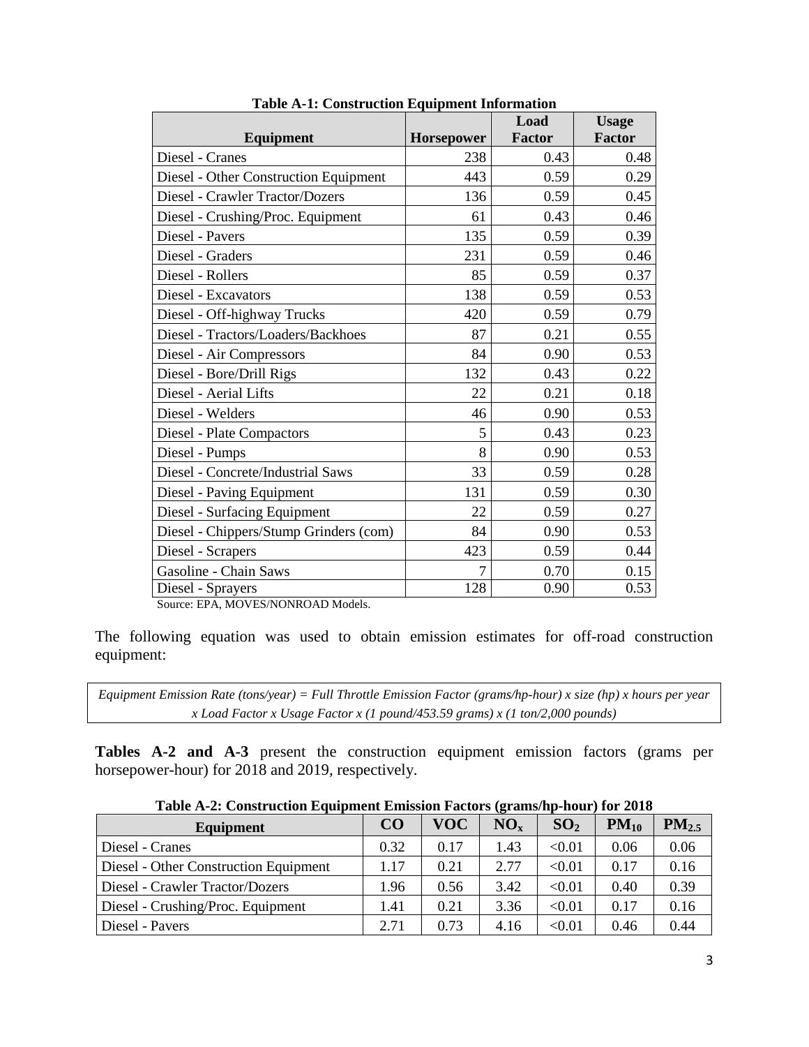**Table A-1: Construction Equipment Information**

| Equipment | Horsepower | Load Factor | Usage Factor |
|---|---|---|---|
| Diesel - Cranes | 238 | 0.43 | 0.48 |
| Diesel - Other Construction Equipment | 443 | 0.59 | 0.29 |
| Diesel - Crawler Tractor/Dozers | 136 | 0.59 | 0.45 |
| Diesel - Crushing/Proc. Equipment | 61 | 0.43 | 0.46 |
| Diesel - Pavers | 135 | 0.59 | 0.39 |
| Diesel - Graders | 231 | 0.59 | 0.46 |
| Diesel - Rollers | 85 | 0.59 | 0.37 |
| Diesel - Excavators | 138 | 0.59 | 0.53 |
| Diesel - Off-highway Trucks | 420 | 0.59 | 0.79 |
| Diesel - Tractors/Loaders/Backhoes | 87 | 0.21 | 0.55 |
| Diesel - Air Compressors | 84 | 0.90 | 0.53 |
| Diesel - Bore/Drill Rigs | 132 | 0.43 | 0.22 |
| Diesel - Aerial Lifts | 22 | 0.21 | 0.18 |
| Diesel - Welders | 46 | 0.90 | 0.53 |
| Diesel - Plate Compactors | 5 | 0.43 | 0.23 |
| Diesel - Pumps | 8 | 0.90 | 0.53 |
| Diesel - Concrete/Industrial Saws | 33 | 0.59 | 0.28 |
| Diesel - Paving Equipment | 131 | 0.59 | 0.30 |
| Diesel - Surfacing Equipment | 22 | 0.59 | 0.27 |
| Diesel - Chippers/Stump Grinders (com) | 84 | 0.90 | 0.53 |
| Diesel - Scrapers | 423 | 0.59 | 0.44 |
| Gasoline - Chain Saws | 7 | 0.70 | 0.15 |
| Diesel - Sprayers | 128 | 0.90 | 0.53 |

Source: EPA, MOVES/NONROAD Models.

The following equation was used to obtain emission estimates for off-road construction equipment:

*Equipment Emission Rate (tons/year) = Full Throttle Emission Factor (grams/hp-hour) x size (hp) x hours per year x Load Factor x Usage Factor x (1 pound/453.59 grams) x (1 ton/2,000 pounds)*

**Tables A-2 and A-3** present the construction equipment emission factors (grams per horsepower-hour) for 2018 and 2019, respectively.

**Table A-2: Construction Equipment Emission Factors (grams/hp-hour) for 2018**

| Equipment | CO | VOC | $NO_x$ | $SO_2$ | $PM_{10}$ | $PM_{2.5}$ |
|---|---|---|---|---|---|---|
| Diesel - Cranes | 0.32 | 0.17 | 1.43 | <0.01 | 0.06 | 0.06 |
| Diesel - Other Construction Equipment | 1.17 | 0.21 | 2.77 | <0.01 | 0.17 | 0.16 |
| Diesel - Crawler Tractor/Dozers | 1.96 | 0.56 | 3.42 | <0.01 | 0.40 | 0.39 |
| Diesel - Crushing/Proc. Equipment | 1.41 | 0.21 | 3.36 | <0.01 | 0.17 | 0.16 |
| Diesel - Pavers | 2.71 | 0.73 | 4.16 | <0.01 | 0.46 | 0.44 |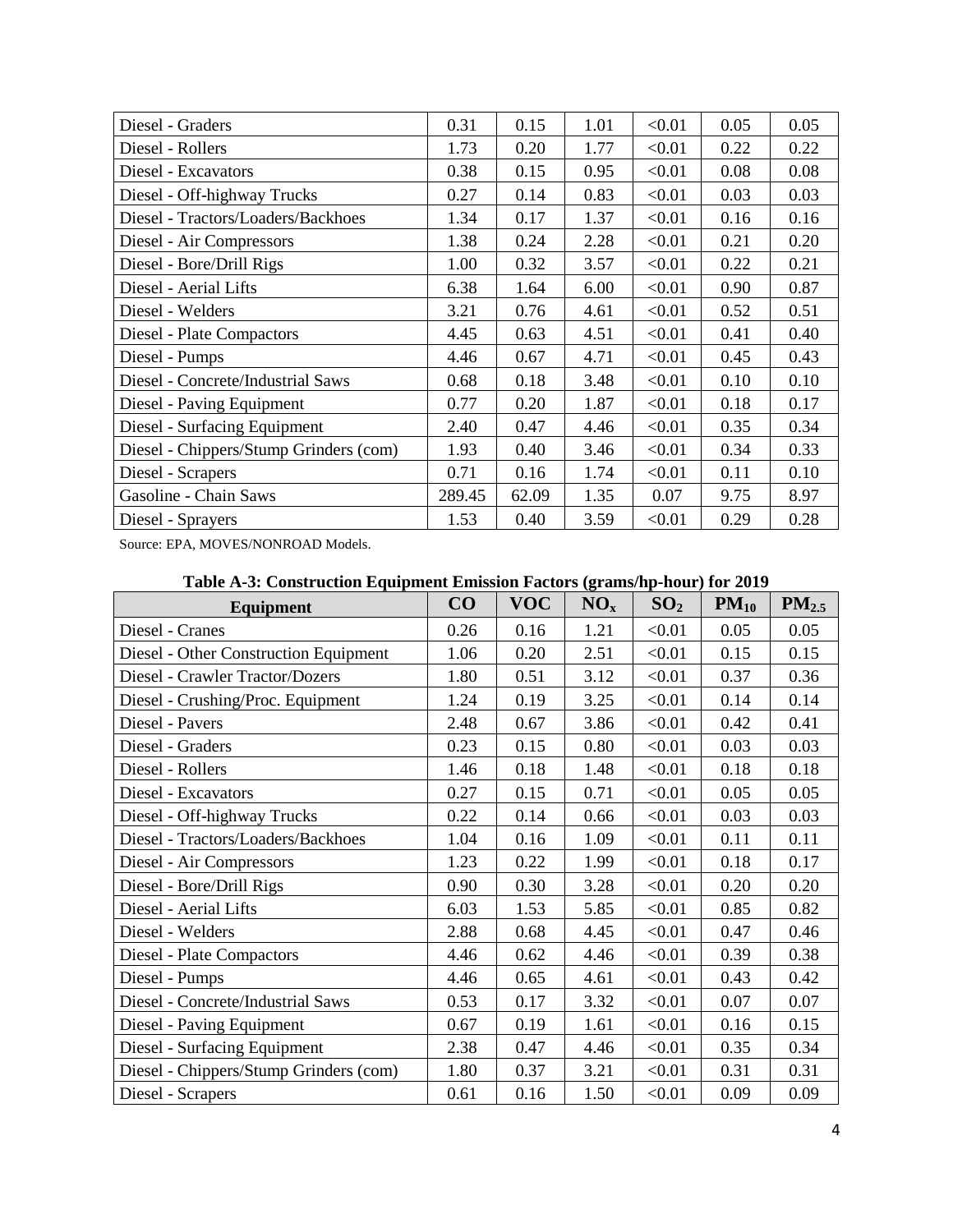| | | | | | | |
|---|---|---|---|---|---|---|
| Diesel - Graders | 0.31 | 0.15 | 1.01 | <0.01 | 0.05 | 0.05 |
| Diesel - Rollers | 1.73 | 0.20 | 1.77 | <0.01 | 0.22 | 0.22 |
| Diesel - Excavators | 0.38 | 0.15 | 0.95 | <0.01 | 0.08 | 0.08 |
| Diesel - Off-highway Trucks | 0.27 | 0.14 | 0.83 | <0.01 | 0.03 | 0.03 |
| Diesel - Tractors/Loaders/Backhoes | 1.34 | 0.17 | 1.37 | <0.01 | 0.16 | 0.16 |
| Diesel - Air Compressors | 1.38 | 0.24 | 2.28 | <0.01 | 0.21 | 0.20 |
| Diesel - Bore/Drill Rigs | 1.00 | 0.32 | 3.57 | <0.01 | 0.22 | 0.21 |
| Diesel - Aerial Lifts | 6.38 | 1.64 | 6.00 | <0.01 | 0.90 | 0.87 |
| Diesel - Welders | 3.21 | 0.76 | 4.61 | <0.01 | 0.52 | 0.51 |
| Diesel - Plate Compactors | 4.45 | 0.63 | 4.51 | <0.01 | 0.41 | 0.40 |
| Diesel - Pumps | 4.46 | 0.67 | 4.71 | <0.01 | 0.45 | 0.43 |
| Diesel - Concrete/Industrial Saws | 0.68 | 0.18 | 3.48 | <0.01 | 0.10 | 0.10 |
| Diesel - Paving Equipment | 0.77 | 0.20 | 1.87 | <0.01 | 0.18 | 0.17 |
| Diesel - Surfacing Equipment | 2.40 | 0.47 | 4.46 | <0.01 | 0.35 | 0.34 |
| Diesel - Chippers/Stump Grinders (com) | 1.93 | 0.40 | 3.46 | <0.01 | 0.34 | 0.33 |
| Diesel - Scrapers | 0.71 | 0.16 | 1.74 | <0.01 | 0.11 | 0.10 |
| Gasoline - Chain Saws | 289.45 | 62.09 | 1.35 | 0.07 | 9.75 | 8.97 |
| Diesel - Sprayers | 1.53 | 0.40 | 3.59 | <0.01 | 0.29 | 0.28 |

Source: EPA, MOVES/NONROAD Models.

**Table A-3: Construction Equipment Emission Factors (grams/hp-hour) for 2019**

| Equipment | CO | VOC | $NO_x$ | $SO_2$ | $PM_{10}$ | $PM_{2.5}$ |
|---|---|---|---|---|---|---|
| Diesel - Cranes | 0.26 | 0.16 | 1.21 | <0.01 | 0.05 | 0.05 |
| Diesel - Other Construction Equipment | 1.06 | 0.20 | 2.51 | <0.01 | 0.15 | 0.15 |
| Diesel - Crawler Tractor/Dozers | 1.80 | 0.51 | 3.12 | <0.01 | 0.37 | 0.36 |
| Diesel - Crushing/Proc. Equipment | 1.24 | 0.19 | 3.25 | <0.01 | 0.14 | 0.14 |
| Diesel - Pavers | 2.48 | 0.67 | 3.86 | <0.01 | 0.42 | 0.41 |
| Diesel - Graders | 0.23 | 0.15 | 0.80 | <0.01 | 0.03 | 0.03 |
| Diesel - Rollers | 1.46 | 0.18 | 1.48 | <0.01 | 0.18 | 0.18 |
| Diesel - Excavators | 0.27 | 0.15 | 0.71 | <0.01 | 0.05 | 0.05 |
| Diesel - Off-highway Trucks | 0.22 | 0.14 | 0.66 | <0.01 | 0.03 | 0.03 |
| Diesel - Tractors/Loaders/Backhoes | 1.04 | 0.16 | 1.09 | <0.01 | 0.11 | 0.11 |
| Diesel - Air Compressors | 1.23 | 0.22 | 1.99 | <0.01 | 0.18 | 0.17 |
| Diesel - Bore/Drill Rigs | 0.90 | 0.30 | 3.28 | <0.01 | 0.20 | 0.20 |
| Diesel - Aerial Lifts | 6.03 | 1.53 | 5.85 | <0.01 | 0.85 | 0.82 |
| Diesel - Welders | 2.88 | 0.68 | 4.45 | <0.01 | 0.47 | 0.46 |
| Diesel - Plate Compactors | 4.46 | 0.62 | 4.46 | <0.01 | 0.39 | 0.38 |
| Diesel - Pumps | 4.46 | 0.65 | 4.61 | <0.01 | 0.43 | 0.42 |
| Diesel - Concrete/Industrial Saws | 0.53 | 0.17 | 3.32 | <0.01 | 0.07 | 0.07 |
| Diesel - Paving Equipment | 0.67 | 0.19 | 1.61 | <0.01 | 0.16 | 0.15 |
| Diesel - Surfacing Equipment | 2.38 | 0.47 | 4.46 | <0.01 | 0.35 | 0.34 |
| Diesel - Chippers/Stump Grinders (com) | 1.80 | 0.37 | 3.21 | <0.01 | 0.31 | 0.31 |
| Diesel - Scrapers | 0.61 | 0.16 | 1.50 | <0.01 | 0.09 | 0.09 |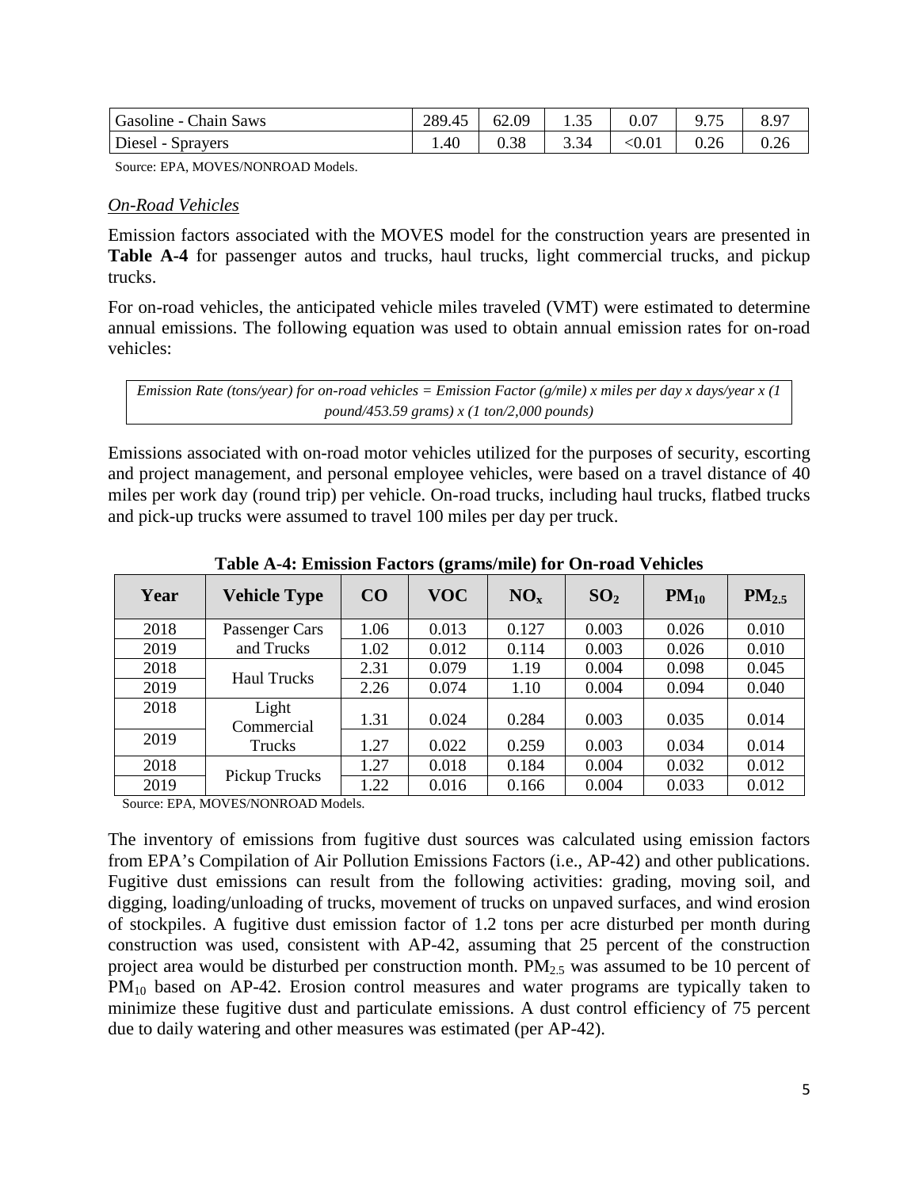| Gasoline - Chain Saws | 289.45 | 62.09 | 1.35 | 0.07 | 9.75 | 8.97 |
|---|---|---|---|---|---|---|
| Diesel - Sprayers | 1.40 | 0.38 | 3.34 | <0.01 | 0.26 | 0.26 |

Source: EPA, MOVES/NONROAD Models.

*On-Road Vehicles*

Emission factors associated with the MOVES model for the construction years are presented in **Table A-4** for passenger autos and trucks, haul trucks, light commercial trucks, and pickup trucks.

For on-road vehicles, the anticipated vehicle miles traveled (VMT) were estimated to determine annual emissions. The following equation was used to obtain annual emission rates for on-road vehicles:

*Emission Rate (tons/year) for on-road vehicles = Emission Factor (g/mile) x miles per day x days/year x (1 pound/453.59 grams) x (1 ton/2,000 pounds)*

Emissions associated with on-road motor vehicles utilized for the purposes of security, escorting and project management, and personal employee vehicles, were based on a travel distance of 40 miles per work day (round trip) per vehicle. On-road trucks, including haul trucks, flatbed trucks and pick-up trucks were assumed to travel 100 miles per day per truck.

**Table A-4: Emission Factors (grams/mile) for On-road Vehicles**

| Year | Vehicle Type | CO | VOC | $NO_x$ | $SO_2$ | $PM_{10}$ | $PM_{2.5}$ |
|---|---|---|---|---|---|---|---|
| 2018 | Passenger Cars and Trucks | 1.06 | 0.013 | 0.127 | 0.003 | 0.026 | 0.010 |
| 2019 | | 1.02 | 0.012 | 0.114 | 0.003 | 0.026 | 0.010 |
| 2018 | Haul Trucks | 2.31 | 0.079 | 1.19 | 0.004 | 0.098 | 0.045 |
| 2019 | | 2.26 | 0.074 | 1.10 | 0.004 | 0.094 | 0.040 |
| 2018 | Light Commercial Trucks | 1.31 | 0.024 | 0.284 | 0.003 | 0.035 | 0.014 |
| 2019 | | 1.27 | 0.022 | 0.259 | 0.003 | 0.034 | 0.014 |
| 2018 | Pickup Trucks | 1.27 | 0.018 | 0.184 | 0.004 | 0.032 | 0.012 |
| 2019 | | 1.22 | 0.016 | 0.166 | 0.004 | 0.033 | 0.012 |

Source: EPA, MOVES/NONROAD Models.

The inventory of emissions from fugitive dust sources was calculated using emission factors from EPA's Compilation of Air Pollution Emissions Factors (i.e., AP-42) and other publications. Fugitive dust emissions can result from the following activities: grading, moving soil, and digging, loading/unloading of trucks, movement of trucks on unpaved surfaces, and wind erosion of stockpiles. A fugitive dust emission factor of 1.2 tons per acre disturbed per month during construction was used, consistent with AP-42, assuming that 25 percent of the construction project area would be disturbed per construction month. $PM_{2.5}$ was assumed to be 10 percent of $PM_{10}$ based on AP-42. Erosion control measures and water programs are typically taken to minimize these fugitive dust and particulate emissions. A dust control efficiency of 75 percent due to daily watering and other measures was estimated (per AP-42).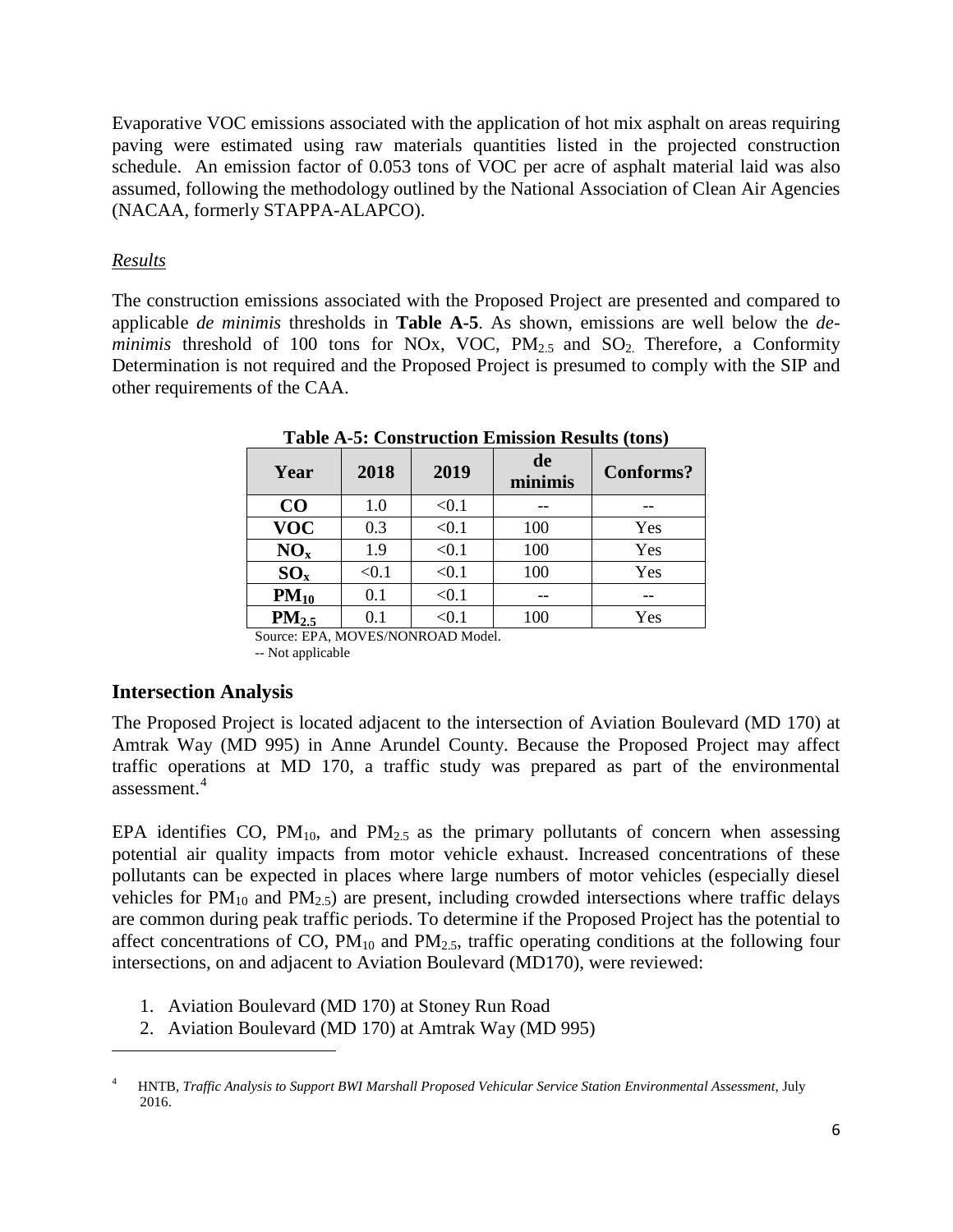Evaporative VOC emissions associated with the application of hot mix asphalt on areas requiring paving were estimated using raw materials quantities listed in the projected construction schedule. An emission factor of 0.053 tons of VOC per acre of asphalt material laid was also assumed, following the methodology outlined by the National Association of Clean Air Agencies (NACAA, formerly STAPPA-ALAPCO).

*Results*

The construction emissions associated with the Proposed Project are presented and compared to applicable *de minimis* thresholds in **Table A-5**. As shown, emissions are well below the *de-minimis* threshold of 100 tons for NOx, VOC, $PM_{2.5}$ and $SO_2$. Therefore, a Conformity Determination is not required and the Proposed Project is presumed to comply with the SIP and other requirements of the CAA.

**Table A-5: Construction Emission Results (tons)**

| Year | 2018 | 2019 | de minimis | Conforms? |
|---|---|---|---|---|
| **CO** | 1.0 | <0.1 | -- | -- |
| **VOC** | 0.3 | <0.1 | 100 | Yes |
| **$NO_x$** | 1.9 | <0.1 | 100 | Yes |
| **$SO_x$** | <0.1 | <0.1 | 100 | Yes |
| **$PM_{10}$** | 0.1 | <0.1 | -- | -- |
| **$PM_{2.5}$** | 0.1 | <0.1 | 100 | Yes |

Source: EPA, MOVES/NONROAD Model.
-- Not applicable

## Intersection Analysis

The Proposed Project is located adjacent to the intersection of Aviation Boulevard (MD 170) at Amtrak Way (MD 995) in Anne Arundel County. Because the Proposed Project may affect traffic operations at MD 170, a traffic study was prepared as part of the environmental assessment.[4]

EPA identifies CO, $PM_{10}$, and $PM_{2.5}$ as the primary pollutants of concern when assessing potential air quality impacts from motor vehicle exhaust. Increased concentrations of these pollutants can be expected in places where large numbers of motor vehicles (especially diesel vehicles for $PM_{10}$ and $PM_{2.5}$) are present, including crowded intersections where traffic delays are common during peak traffic periods. To determine if the Proposed Project has the potential to affect concentrations of CO, $PM_{10}$ and $PM_{2.5}$, traffic operating conditions at the following four intersections, on and adjacent to Aviation Boulevard (MD170), were reviewed:

1. Aviation Boulevard (MD 170) at Stoney Run Road
2. Aviation Boulevard (MD 170) at Amtrak Way (MD 995)

[4] HNTB, *Traffic Analysis to Support BWI Marshall Proposed Vehicular Service Station Environmental Assessment*, July 2016.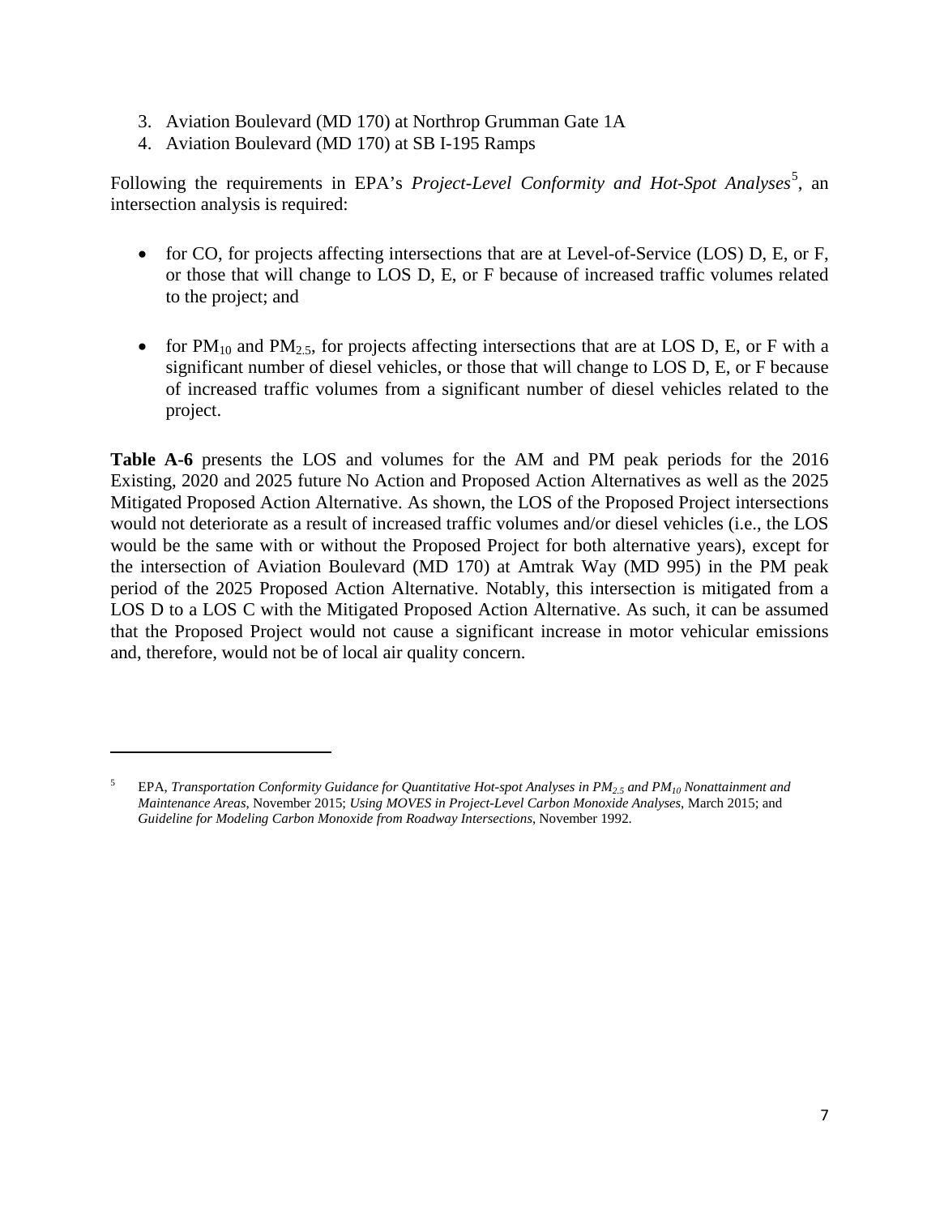3. Aviation Boulevard (MD 170) at Northrop Grumman Gate 1A
4. Aviation Boulevard (MD 170) at SB I-195 Ramps

Following the requirements in EPA's *Project-Level Conformity and Hot-Spot Analyses*[5], an intersection analysis is required:

- for CO, for projects affecting intersections that are at Level-of-Service (LOS) D, E, or F, or those that will change to LOS D, E, or F because of increased traffic volumes related to the project; and

- for $PM_{10}$ and $PM_{2.5}$, for projects affecting intersections that are at LOS D, E, or F with a significant number of diesel vehicles, or those that will change to LOS D, E, or F because of increased traffic volumes from a significant number of diesel vehicles related to the project.

**Table A-6** presents the LOS and volumes for the AM and PM peak periods for the 2016 Existing, 2020 and 2025 future No Action and Proposed Action Alternatives as well as the 2025 Mitigated Proposed Action Alternative. As shown, the LOS of the Proposed Project intersections would not deteriorate as a result of increased traffic volumes and/or diesel vehicles (i.e., the LOS would be the same with or without the Proposed Project for both alternative years), except for the intersection of Aviation Boulevard (MD 170) at Amtrak Way (MD 995) in the PM peak period of the 2025 Proposed Action Alternative. Notably, this intersection is mitigated from a LOS D to a LOS C with the Mitigated Proposed Action Alternative. As such, it can be assumed that the Proposed Project would not cause a significant increase in motor vehicular emissions and, therefore, would not be of local air quality concern.

---

[5] EPA, *Transportation Conformity Guidance for Quantitative Hot-spot Analyses in $PM_{2.5}$ and $PM_{10}$ Nonattainment and Maintenance Areas*, November 2015; *Using MOVES in Project-Level Carbon Monoxide Analyses*, March 2015; and *Guideline for Modeling Carbon Monoxide from Roadway Intersections*, November 1992.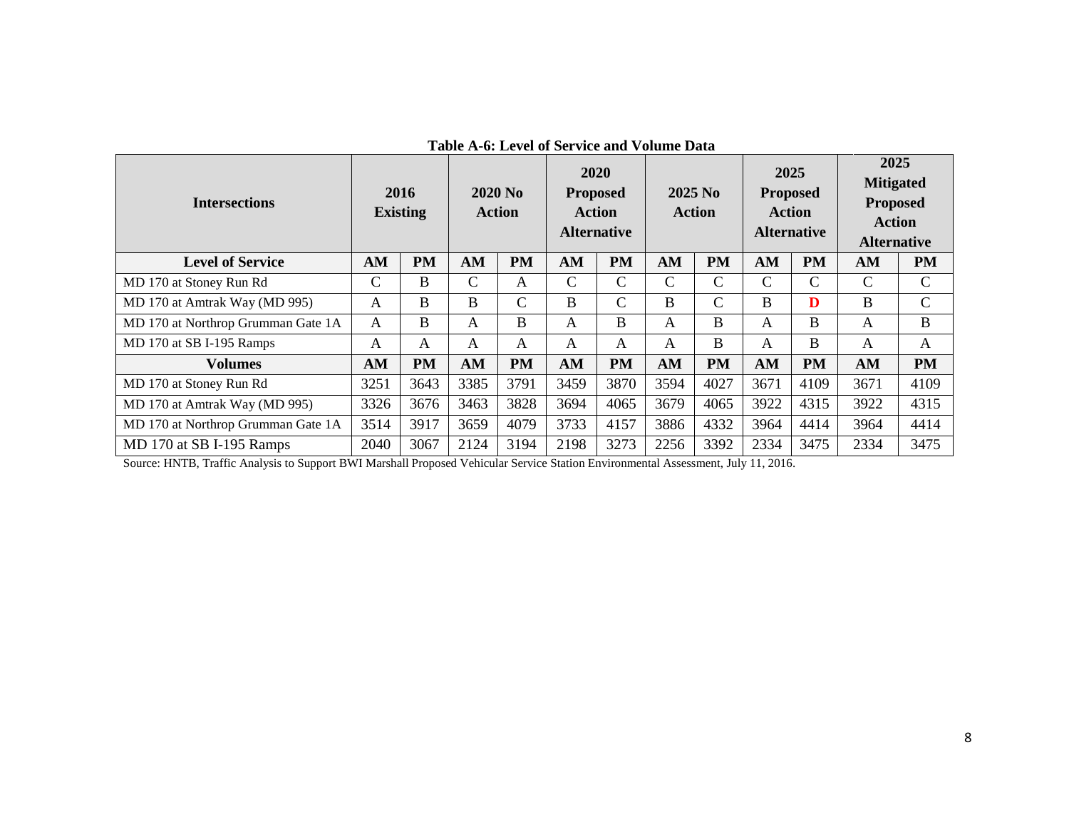**Table A-6: Level of Service and Volume Data**

| Intersections | 2016 Existing | | 2020 No Action | | 2020 Proposed Action Alternative | | 2025 No Action | | 2025 Proposed Action Alternative | | 2025 Mitigated Proposed Action Alternative | |
|---|---|---|---|---|---|---|---|---|---|---|---|---|
| **Level of Service** | **AM** | **PM** | **AM** | **PM** | **AM** | **PM** | **AM** | **PM** | **AM** | **PM** | **AM** | **PM** |
| MD 170 at Stoney Run Rd | C | B | C | A | C | C | C | C | C | C | C | C |
| MD 170 at Amtrak Way (MD 995) | A | B | B | C | B | C | B | C | B | **D** | B | C |
| MD 170 at Northrop Grumman Gate 1A | A | B | A | B | A | B | A | B | A | B | A | B |
| MD 170 at SB I-195 Ramps | A | A | A | A | A | A | A | B | A | B | A | A |
| **Volumes** | **AM** | **PM** | **AM** | **PM** | **AM** | **PM** | **AM** | **PM** | **AM** | **PM** | **AM** | **PM** |
| MD 170 at Stoney Run Rd | 3251 | 3643 | 3385 | 3791 | 3459 | 3870 | 3594 | 4027 | 3671 | 4109 | 3671 | 4109 |
| MD 170 at Amtrak Way (MD 995) | 3326 | 3676 | 3463 | 3828 | 3694 | 4065 | 3679 | 4065 | 3922 | 4315 | 3922 | 4315 |
| MD 170 at Northrop Grumman Gate 1A | 3514 | 3917 | 3659 | 4079 | 3733 | 4157 | 3886 | 4332 | 3964 | 4414 | 3964 | 4414 |
| MD 170 at SB I-195 Ramps | 2040 | 3067 | 2124 | 3194 | 2198 | 3273 | 2256 | 3392 | 2334 | 3475 | 2334 | 3475 |

Source: HNTB, Traffic Analysis to Support BWI Marshall Proposed Vehicular Service Station Environmental Assessment, July 11, 2016.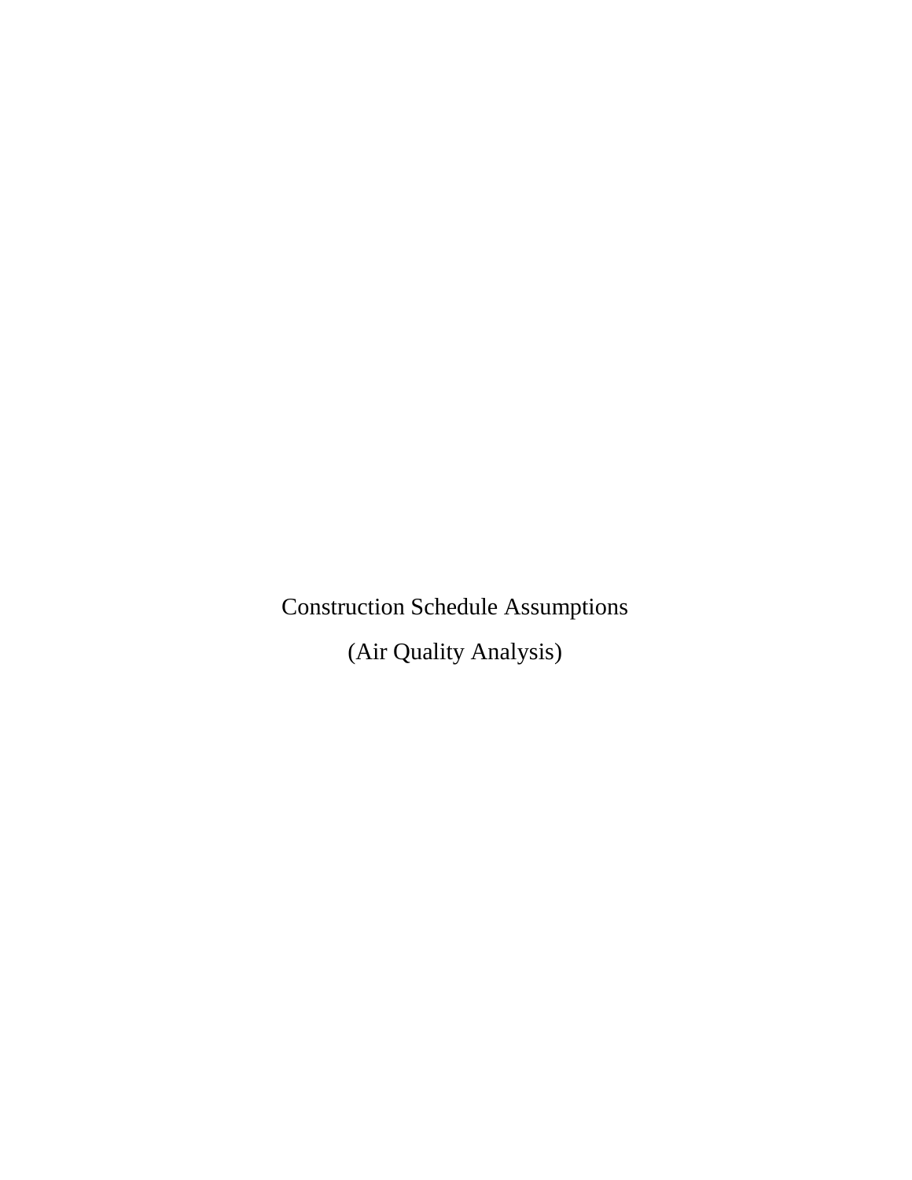# Construction Schedule Assumptions

# (Air Quality Analysis)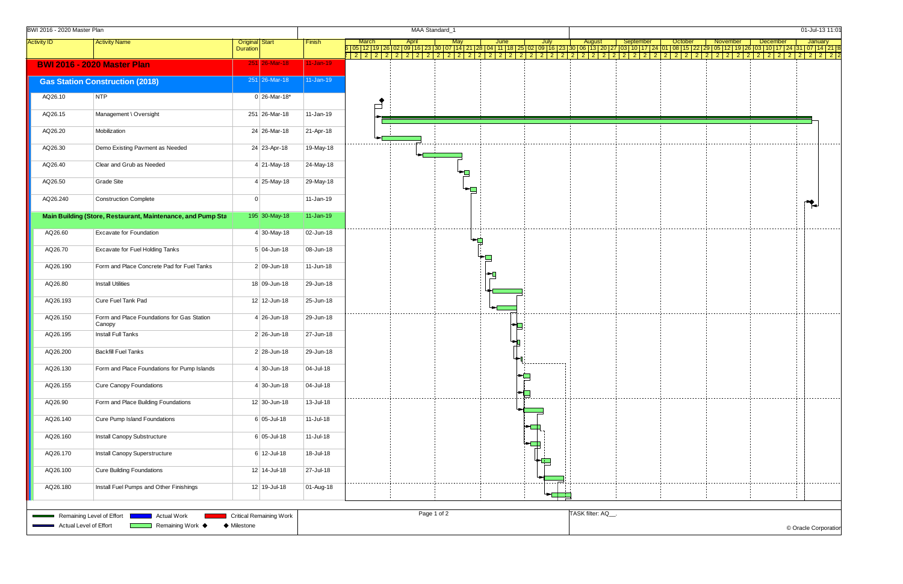BWI 2016 - 2020 Master Plan | MAA Standard_1 | 01-Jul-13 11:01

| Activity ID | Activity Name | Original Duration | Start | Finish |
|---|---|---|---|---|
| **BWI 2016 - 2020 Master Plan** | | 251 | 26-Mar-18 | 11-Jan-19 |
| **Gas Station Construction (2018)** | | 251 | 26-Mar-18 | 11-Jan-19 |
| AQ26.10 | NTP | 0 | 26-Mar-18* | |
| AQ26.15 | Management \ Oversight | 251 | 26-Mar-18 | 11-Jan-19 |
| AQ26.20 | Mobilization | 24 | 26-Mar-18 | 21-Apr-18 |
| AQ26.30 | Demo Existing Pavment as Needed | 24 | 23-Apr-18 | 19-May-18 |
| AQ26.40 | Clear and Grub as Needed | 4 | 21-May-18 | 24-May-18 |
| AQ26.50 | Grade Site | 4 | 25-May-18 | 29-May-18 |
| AQ26.240 | Construction Complete | 0 | | 11-Jan-19 |
| **Main Building (Store, Restaurant, Maintenance, and Pump Sta** | | 195 | 30-May-18 | 11-Jan-19 |
| AQ26.60 | Excavate for Foundation | 4 | 30-May-18 | 02-Jun-18 |
| AQ26.70 | Excavate for Fuel Holding Tanks | 5 | 04-Jun-18 | 08-Jun-18 |
| AQ26.190 | Form and Place Concrete Pad for Fuel Tanks | 2 | 09-Jun-18 | 11-Jun-18 |
| AQ26.80 | Install Utilities | 18 | 09-Jun-18 | 29-Jun-18 |
| AQ26.193 | Cure Fuel Tank Pad | 12 | 12-Jun-18 | 25-Jun-18 |
| AQ26.150 | Form and Place Foundations for Gas Station Canopy | 4 | 26-Jun-18 | 29-Jun-18 |
| AQ26.195 | Install Full Tanks | 2 | 26-Jun-18 | 27-Jun-18 |
| AQ26.200 | Backfill Fuel Tanks | 2 | 28-Jun-18 | 29-Jun-18 |
| AQ26.130 | Form and Place Foundations for Pump Islands | 4 | 30-Jun-18 | 04-Jul-18 |
| AQ26.155 | Cure Canopy Foundations | 4 | 30-Jun-18 | 04-Jul-18 |
| AQ26.90 | Form and Place Building Foundations | 12 | 30-Jun-18 | 13-Jul-18 |
| AQ26.140 | Cure Pump Island Foundations | 6 | 05-Jul-18 | 11-Jul-18 |
| AQ26.160 | Install Canopy Substructure | 6 | 05-Jul-18 | 11-Jul-18 |
| AQ26.170 | Install Canopy Superstructure | 6 | 12-Jul-18 | 18-Jul-18 |
| AQ26.100 | Cure Building Foundations | 12 | 14-Jul-18 | 27-Jul-18 |
| AQ26.180 | Install Fuel Pumps and Other Finishings | 12 | 19-Jul-18 | 01-Aug-18 |

Legend: Remaining Level of Effort; Actual Level of Effort; Actual Work; Remaining Work; Critical Remaining Work; Milestone

TASK filter: AQ__.

© Oracle Corporation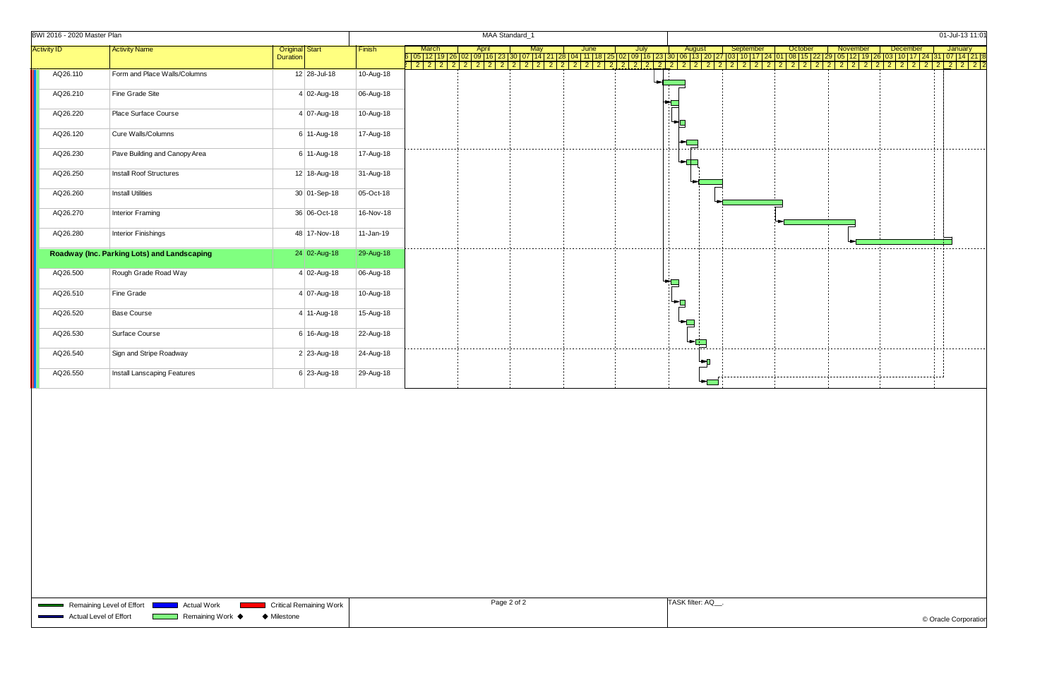BWI 2016 - 2020 Master Plan

MAA Standard_1

01-Jul-13 11:01

| Activity ID | Activity Name | Original Duration | Start | Finish |
|---|---|---|---|---|
| AQ26.110 | Form and Place Walls/Columns | 12 | 28-Jul-18 | 10-Aug-18 |
| AQ26.210 | Fine Grade Site | 4 | 02-Aug-18 | 06-Aug-18 |
| AQ26.220 | Place Surface Course | 4 | 07-Aug-18 | 10-Aug-18 |
| AQ26.120 | Cure Walls/Columns | 6 | 11-Aug-18 | 17-Aug-18 |
| AQ26.230 | Pave Building and Canopy Area | 6 | 11-Aug-18 | 17-Aug-18 |
| AQ26.250 | Install Roof Structures | 12 | 18-Aug-18 | 31-Aug-18 |
| AQ26.260 | Install Utilities | 30 | 01-Sep-18 | 05-Oct-18 |
| AQ26.270 | Interior Framing | 36 | 06-Oct-18 | 16-Nov-18 |
| AQ26.280 | Interior Finishings | 48 | 17-Nov-18 | 11-Jan-19 |
| **Roadway (Inc. Parking Lots) and Landscaping** | | **24** | **02-Aug-18** | **29-Aug-18** |
| AQ26.500 | Rough Grade Road Way | 4 | 02-Aug-18 | 06-Aug-18 |
| AQ26.510 | Fine Grade | 4 | 07-Aug-18 | 10-Aug-18 |
| AQ26.520 | Base Course | 4 | 11-Aug-18 | 15-Aug-18 |
| AQ26.530 | Surface Course | 6 | 16-Aug-18 | 22-Aug-18 |
| AQ26.540 | Sign and Stripe Roadway | 2 | 23-Aug-18 | 24-Aug-18 |
| AQ26.550 | Install Lanscaping Features | 6 | 23-Aug-18 | 29-Aug-18 |

Legend: Remaining Level of Effort; Actual Work; Critical Remaining Work; Actual Level of Effort; Remaining Work; ◆ Milestone

TASK filter: AQ__.

© Oracle Corporation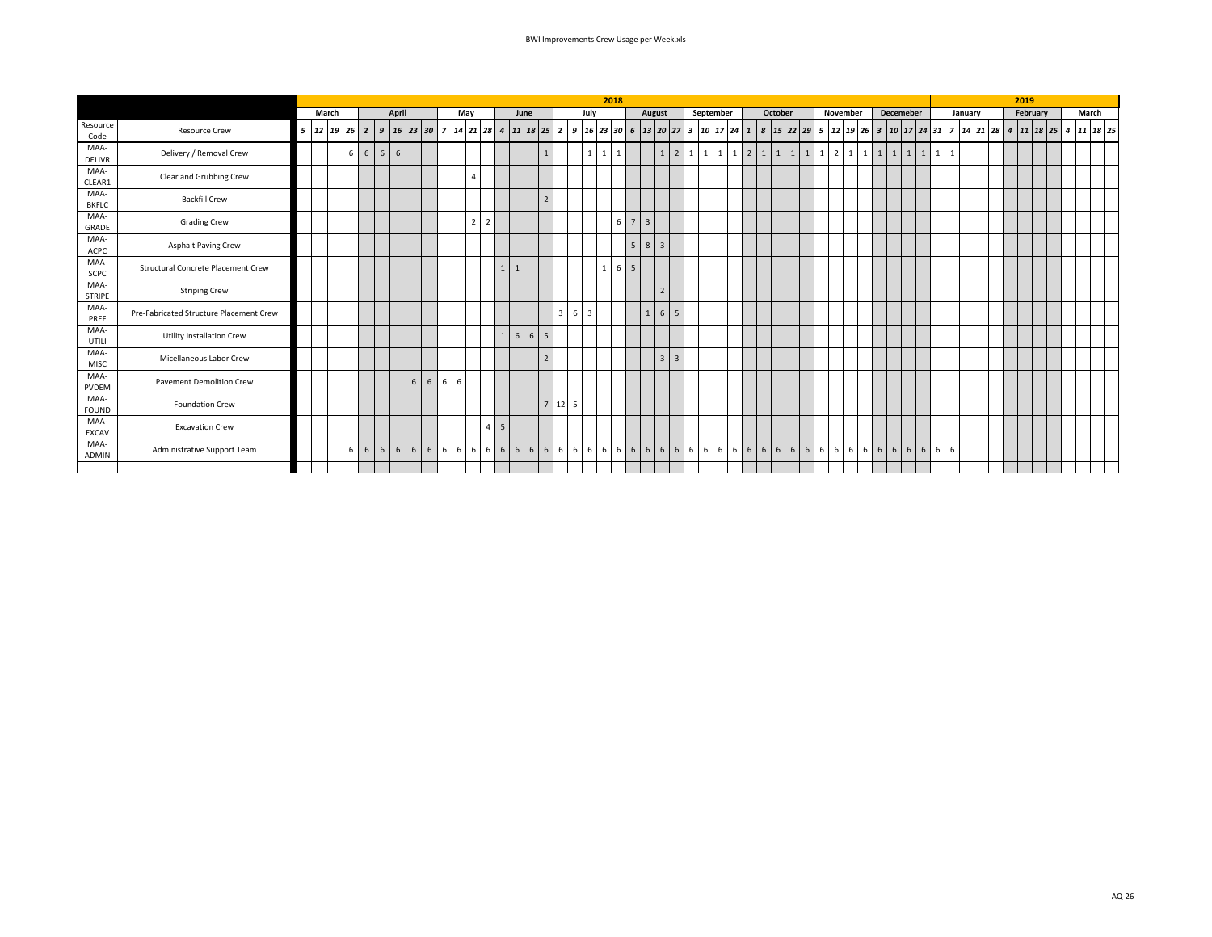| Resource Code | Resource Crew | 2018 | | | | | | | | | | | | | | | | | | | | | | | | | | | | | | | | | | | | | | | | | | | | 2019 | | | | | | | | | | | |
|---|---|---|---|---|---|---|---|---|---|---|---|---|---|---|---|---|---|---|---|---|---|---|---|---|---|---|---|---|---|---|---|---|---|---|---|---|---|---|---|---|---|---|---|---|---|---|---|---|---|---|---|---|---|---|---|---|---|
| | | March | | | | April | | | | | May | | | | June | | | | July | | | | | August | | | | September | | | | October | | | | | November | | | | Decemeber | | | | | January | | | | February | | | | March | | | |
| | | 5 | 12 | 19 | 26 | 2 | 9 | 16 | 23 | 30 | 7 | 14 | 21 | 28 | 4 | 11 | 18 | 25 | 2 | 9 | 16 | 23 | 30 | 6 | 13 | 20 | 27 | 3 | 10 | 17 | 24 | 1 | 8 | 15 | 22 | 29 | 5 | 12 | 19 | 26 | 3 | 10 | 17 | 24 | 31 | 7 | 14 | 21 | 28 | 4 | 11 | 18 | 25 | 4 | 11 | 18 | 25 |
| MAA-DELIVR | Delivery / Removal Crew | | | | 6 | 6 | 6 | 6 | | | | | | | | | | 1 | | | 1 | 1 | 1 | | | 1 | 2 | 1 | 1 | 1 | 1 | 2 | 1 | 1 | 1 | 1 | 1 | 2 | 1 | 1 | 1 | 1 | 1 | 1 | 1 | 1 | | | | | | | | | | | |
| MAA-CLEAR1 | Clear and Grubbing Crew | | | | | | | | | | | | 4 | | | | | | | | | | | | | | | | | | | | | | | | | | | | | | | | | | | | | | | | | | | | |
| MAA-BKFLC | Backfill Crew | | | | | | | | | | | | | | | | | 2 | | | | | | | | | | | | | | | | | | | | | | | | | | | | | | | | | | | | | | | |
| MAA-GRADE | Grading Crew | | | | | | | | | | | | 2 | 2 | | | | | | | | | 6 | 7 | 3 | | | | | | | | | | | | | | | | | | | | | | | | | | | | | | | | |
| MAA-ACPC | Asphalt Paving Crew | | | | | | | | | | | | | | | | | | | | | | | 5 | 8 | 3 | | | | | | | | | | | | | | | | | | | | | | | | | | | | | | | |
| MAA-SCPC | Structural Concrete Placement Crew | | | | | | | | | | | | | | 1 | 1 | | | | | | 1 | 6 | 5 | | | | | | | | | | | | | | | | | | | | | | | | | | | | | | | | | |
| MAA-STRIPE | Striping Crew | | | | | | | | | | | | | | | | | | | | | | | | | 2 | | | | | | | | | | | | | | | | | | | | | | | | | | | | | | | |
| MAA-PREF | Pre-Fabricated Structure Placement Crew | | | | | | | | | | | | | | | | | | 3 | 6 | 3 | | | | 1 | 6 | 5 | | | | | | | | | | | | | | | | | | | | | | | | | | | | | | |
| MAA-UTILI | Utility Installation Crew | | | | | | | | | | | | | | 1 | 6 | 6 | 5 | | | | | | | | | | | | | | | | | | | | | | | | | | | | | | | | | | | | | | | |
| MAA-MISC | Micellaneous Labor Crew | | | | | | | | | | | | | | | | | 2 | | | | | | | | 3 | 3 | | | | | | | | | | | | | | | | | | | | | | | | | | | | | | |
| MAA-PVDEM | Pavement Demolition Crew | | | | | | | | 6 | 6 | 6 | 6 | | | | | | | | | | | | | | | | | | | | | | | | | | | | | | | | | | | | | | | | | | | | | |
| MAA-FOUND | Foundation Crew | | | | | | | | | | | | | | | | | 7 | 12 | 5 | | | | | | | | | | | | | | | | | | | | | | | | | | | | | | | | | | | | | |
| MAA-EXCAV | Excavation Crew | | | | | | | | | | | | | 4 | 5 | | | | | | | | | | | | | | | | | | | | | | | | | | | | | | | | | | | | | | | | | | |
| MAA-ADMIN | Administrative Support Team | | | | 6 | 6 | 6 | 6 | 6 | 6 | 6 | 6 | 6 | 6 | 6 | 6 | 6 | 6 | 6 | 6 | 6 | 6 | 6 | 6 | 6 | 6 | 6 | 6 | 6 | 6 | 6 | 6 | 6 | 6 | 6 | 6 | 6 | 6 | 6 | 6 | 6 | 6 | 6 | 6 | 6 | 6 | | | | | | | | | | | |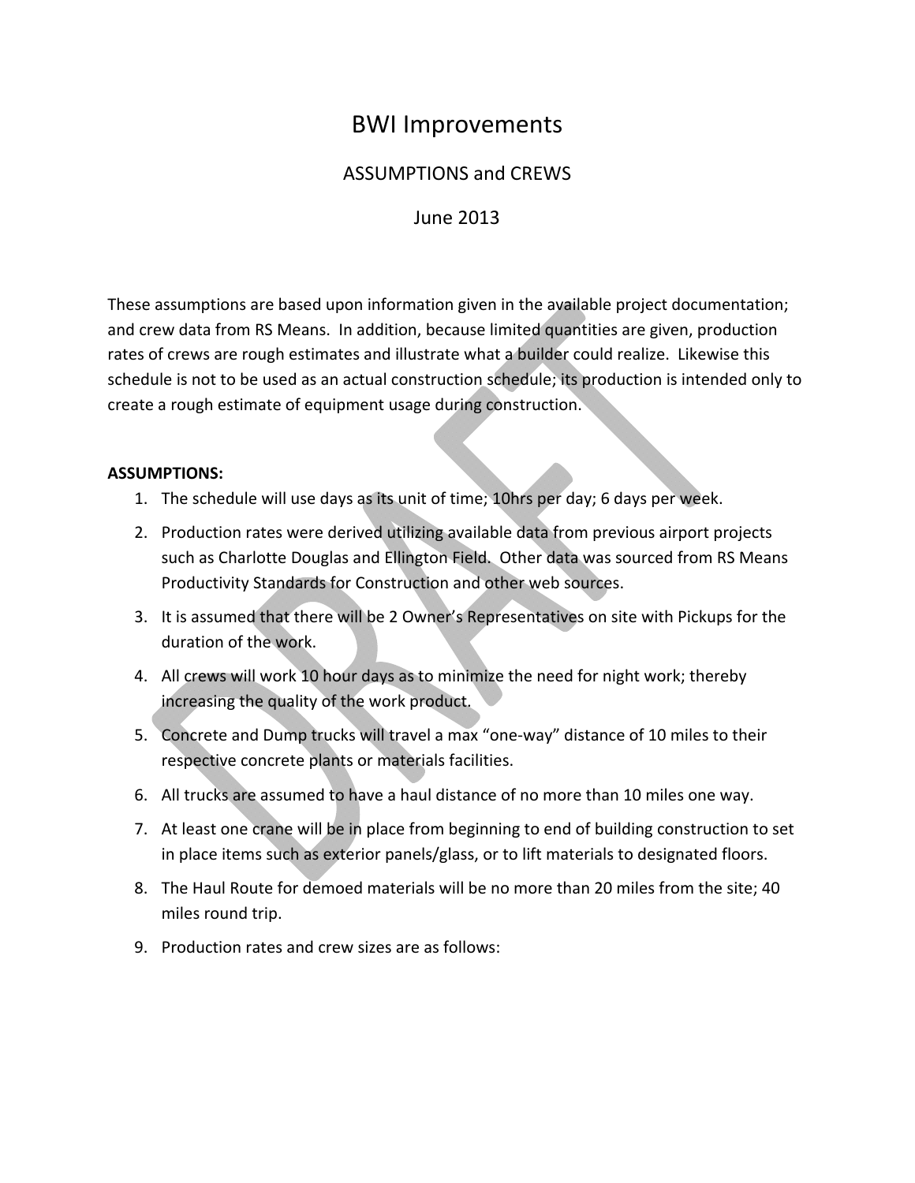# BWI Improvements

## ASSUMPTIONS and CREWS

## June 2013

These assumptions are based upon information given in the available project documentation; and crew data from RS Means. In addition, because limited quantities are given, production rates of crews are rough estimates and illustrate what a builder could realize. Likewise this schedule is not to be used as an actual construction schedule; its production is intended only to create a rough estimate of equipment usage during construction.

**ASSUMPTIONS:**

1. The schedule will use days as its unit of time; 10hrs per day; 6 days per week.
2. Production rates were derived utilizing available data from previous airport projects such as Charlotte Douglas and Ellington Field. Other data was sourced from RS Means Productivity Standards for Construction and other web sources.
3. It is assumed that there will be 2 Owner's Representatives on site with Pickups for the duration of the work.
4. All crews will work 10 hour days as to minimize the need for night work; thereby increasing the quality of the work product.
5. Concrete and Dump trucks will travel a max "one-way" distance of 10 miles to their respective concrete plants or materials facilities.
6. All trucks are assumed to have a haul distance of no more than 10 miles one way.
7. At least one crane will be in place from beginning to end of building construction to set in place items such as exterior panels/glass, or to lift materials to designated floors.
8. The Haul Route for demoed materials will be no more than 20 miles from the site; 40 miles round trip.
9. Production rates and crew sizes are as follows: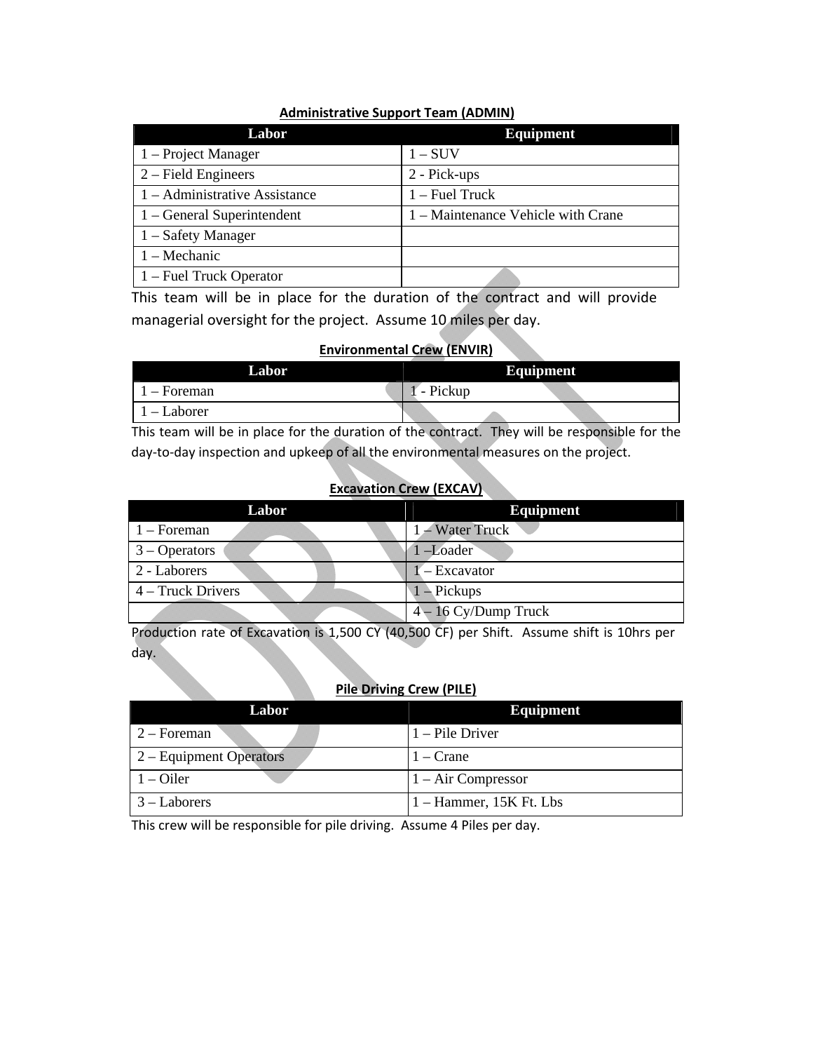**Administrative Support Team (ADMIN)**

| Labor | Equipment |
|---|---|
| 1 – Project Manager | 1 – SUV |
| 2 – Field Engineers | 2 - Pick-ups |
| 1 – Administrative Assistance | 1 – Fuel Truck |
| 1 – General Superintendent | 1 – Maintenance Vehicle with Crane |
| 1 – Safety Manager | |
| 1 – Mechanic | |
| 1 – Fuel Truck Operator | |

This team will be in place for the duration of the contract and will provide managerial oversight for the project. Assume 10 miles per day.

**Environmental Crew (ENVIR)**

| Labor | Equipment |
|---|---|
| 1 – Foreman | 1 - Pickup |
| 1 – Laborer | |

This team will be in place for the duration of the contract. They will be responsible for the day-to-day inspection and upkeep of all the environmental measures on the project.

**Excavation Crew (EXCAV)**

| Labor | Equipment |
|---|---|
| 1 – Foreman | 1 – Water Truck |
| 3 – Operators | 1 –Loader |
| 2 - Laborers | 1 – Excavator |
| 4 – Truck Drivers | 1 – Pickups |
| | 4 – 16 Cy/Dump Truck |

Production rate of Excavation is 1,500 CY (40,500 CF) per Shift. Assume shift is 10hrs per day.

**Pile Driving Crew (PILE)**

| Labor | Equipment |
|---|---|
| 2 – Foreman | 1 – Pile Driver |
| 2 – Equipment Operators | 1 – Crane |
| 1 – Oiler | 1 – Air Compressor |
| 3 – Laborers | 1 – Hammer, 15K Ft. Lbs |

This crew will be responsible for pile driving. Assume 4 Piles per day.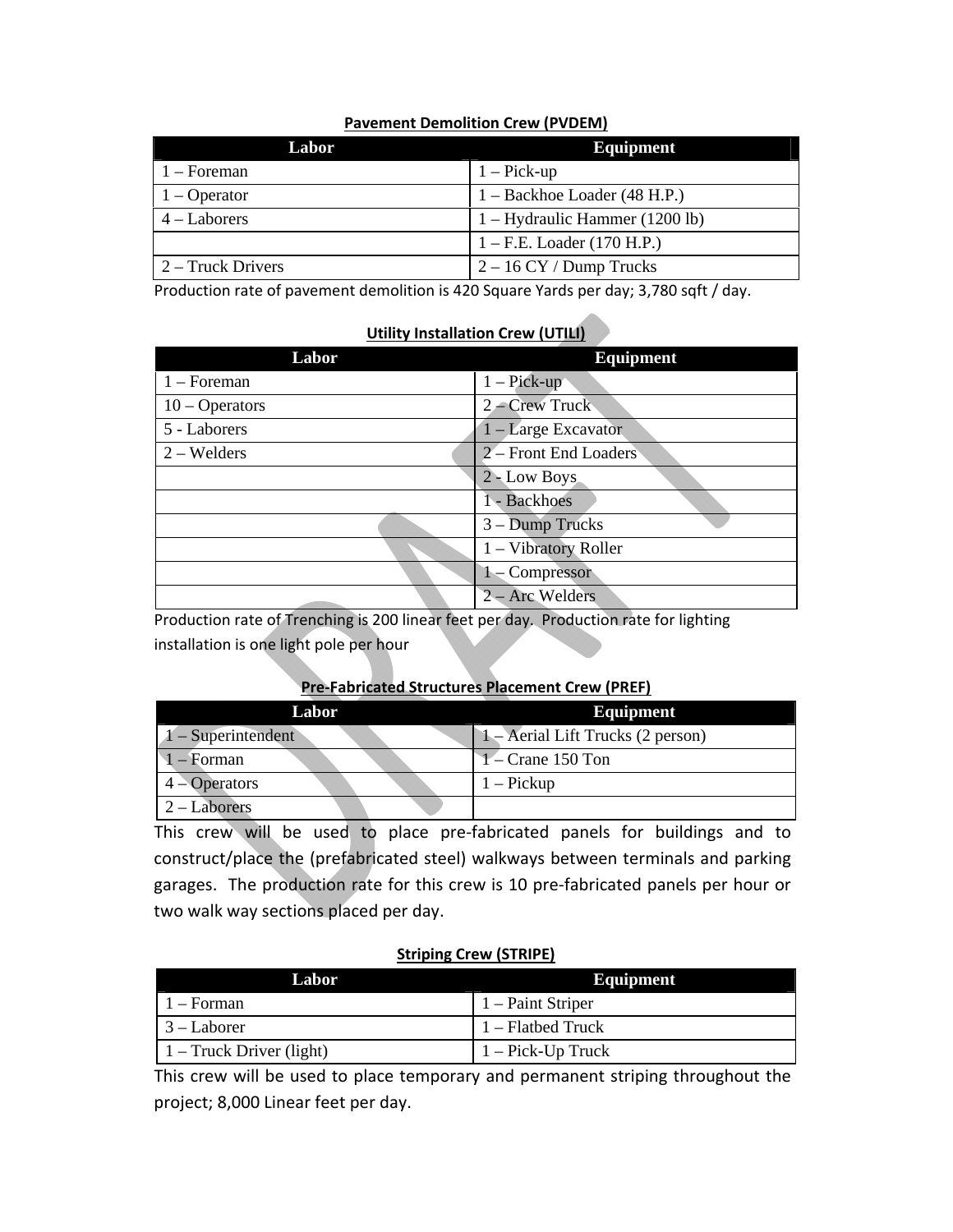**Pavement Demolition Crew (PVDEM)**

| Labor | Equipment |
|---|---|
| 1 – Foreman | 1 – Pick-up |
| 1 – Operator | 1 – Backhoe Loader (48 H.P.) |
| 4 – Laborers | 1 – Hydraulic Hammer (1200 lb) |
| | 1 – F.E. Loader (170 H.P.) |
| 2 – Truck Drivers | 2 – 16 CY / Dump Trucks |

Production rate of pavement demolition is 420 Square Yards per day; 3,780 sqft / day.

**Utility Installation Crew (UTILI)**

| Labor | Equipment |
|---|---|
| 1 – Foreman | 1 – Pick-up |
| 10 – Operators | 2 – Crew Truck |
| 5 - Laborers | 1 – Large Excavator |
| 2 – Welders | 2 – Front End Loaders |
| | 2 - Low Boys |
| | 1 - Backhoes |
| | 3 – Dump Trucks |
| | 1 – Vibratory Roller |
| | 1 – Compressor |
| | 2 – Arc Welders |

Production rate of Trenching is 200 linear feet per day. Production rate for lighting installation is one light pole per hour

**Pre-Fabricated Structures Placement Crew (PREF)**

| Labor | Equipment |
|---|---|
| 1 – Superintendent | 1 – Aerial Lift Trucks (2 person) |
| 1 – Forman | 1 – Crane 150 Ton |
| 4 – Operators | 1 – Pickup |
| 2 – Laborers | |

This crew will be used to place pre-fabricated panels for buildings and to construct/place the (prefabricated steel) walkways between terminals and parking garages. The production rate for this crew is 10 pre-fabricated panels per hour or two walk way sections placed per day.

**Striping Crew (STRIPE)**

| Labor | Equipment |
|---|---|
| 1 – Forman | 1 – Paint Striper |
| 3 – Laborer | 1 – Flatbed Truck |
| 1 – Truck Driver (light) | 1 – Pick-Up Truck |

This crew will be used to place temporary and permanent striping throughout the project; 8,000 Linear feet per day.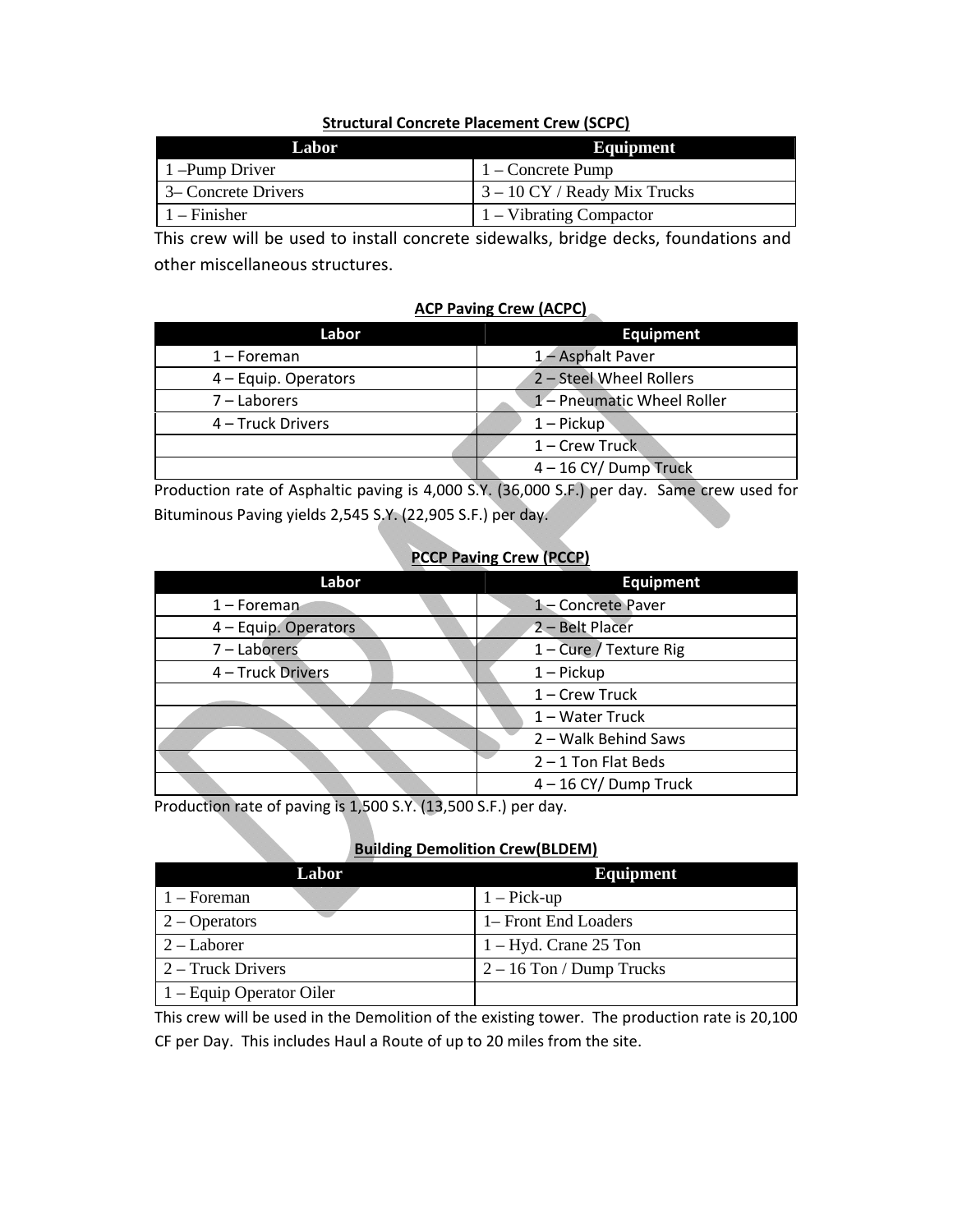**Structural Concrete Placement Crew (SCPC)**

| Labor | Equipment |
| --- | --- |
| 1 –Pump Driver | 1 – Concrete Pump |
| 3– Concrete Drivers | 3 – 10 CY / Ready Mix Trucks |
| 1 – Finisher | 1 – Vibrating Compactor |

This crew will be used to install concrete sidewalks, bridge decks, foundations and other miscellaneous structures.

**ACP Paving Crew (ACPC)**

| Labor | Equipment |
| --- | --- |
| 1 – Foreman | 1 – Asphalt Paver |
| 4 – Equip. Operators | 2 – Steel Wheel Rollers |
| 7 – Laborers | 1 – Pneumatic Wheel Roller |
| 4 – Truck Drivers | 1 – Pickup |
| | 1 – Crew Truck |
| | 4 – 16 CY/ Dump Truck |

Production rate of Asphaltic paving is 4,000 S.Y. (36,000 S.F.) per day. Same crew used for Bituminous Paving yields 2,545 S.Y. (22,905 S.F.) per day.

**PCCP Paving Crew (PCCP)**

| Labor | Equipment |
| --- | --- |
| 1 – Foreman | 1 – Concrete Paver |
| 4 – Equip. Operators | 2 – Belt Placer |
| 7 – Laborers | 1 – Cure / Texture Rig |
| 4 – Truck Drivers | 1 – Pickup |
| | 1 – Crew Truck |
| | 1 – Water Truck |
| | 2 – Walk Behind Saws |
| | 2 – 1 Ton Flat Beds |
| | 4 – 16 CY/ Dump Truck |

Production rate of paving is 1,500 S.Y. (13,500 S.F.) per day.

**Building Demolition Crew(BLDEM)**

| Labor | Equipment |
| --- | --- |
| 1 – Foreman | 1 – Pick-up |
| 2 – Operators | 1– Front End Loaders |
| 2 – Laborer | 1 – Hyd. Crane 25 Ton |
| 2 – Truck Drivers | 2 – 16 Ton / Dump Trucks |
| 1 – Equip Operator Oiler | |

This crew will be used in the Demolition of the existing tower. The production rate is 20,100 CF per Day. This includes Haul a Route of up to 20 miles from the site.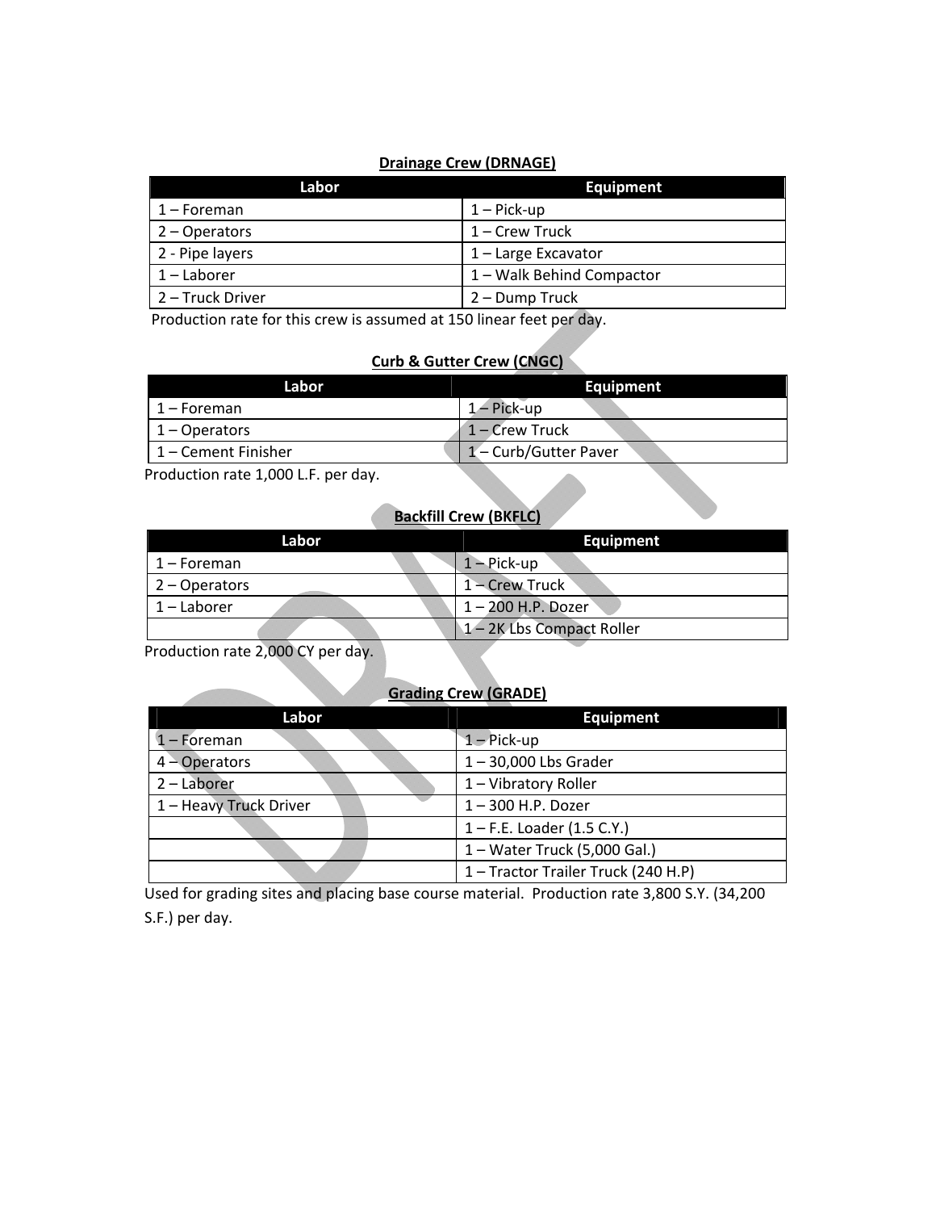**Drainage Crew (DRNAGE)**

| Labor | Equipment |
| --- | --- |
| 1 – Foreman | 1 – Pick-up |
| 2 – Operators | 1 – Crew Truck |
| 2 - Pipe layers | 1 – Large Excavator |
| 1 – Laborer | 1 – Walk Behind Compactor |
| 2 – Truck Driver | 2 – Dump Truck |

Production rate for this crew is assumed at 150 linear feet per day.

**Curb & Gutter Crew (CNGC)**

| Labor | Equipment |
| --- | --- |
| 1 – Foreman | 1 – Pick-up |
| 1 – Operators | 1 – Crew Truck |
| 1 – Cement Finisher | 1 – Curb/Gutter Paver |

Production rate 1,000 L.F. per day.

**Backfill Crew (BKFLC)**

| Labor | Equipment |
| --- | --- |
| 1 – Foreman | 1 – Pick-up |
| 2 – Operators | 1 – Crew Truck |
| 1 – Laborer | 1 – 200 H.P. Dozer |
| | 1 – 2K Lbs Compact Roller |

Production rate 2,000 CY per day.

**Grading Crew (GRADE)**

| Labor | Equipment |
| --- | --- |
| 1 – Foreman | 1 – Pick-up |
| 4 – Operators | 1 – 30,000 Lbs Grader |
| 2 – Laborer | 1 – Vibratory Roller |
| 1 – Heavy Truck Driver | 1 – 300 H.P. Dozer |
| | 1 – F.E. Loader (1.5 C.Y.) |
| | 1 – Water Truck (5,000 Gal.) |
| | 1 – Tractor Trailer Truck (240 H.P) |

Used for grading sites and placing base course material. Production rate 3,800 S.Y. (34,200 S.F.) per day.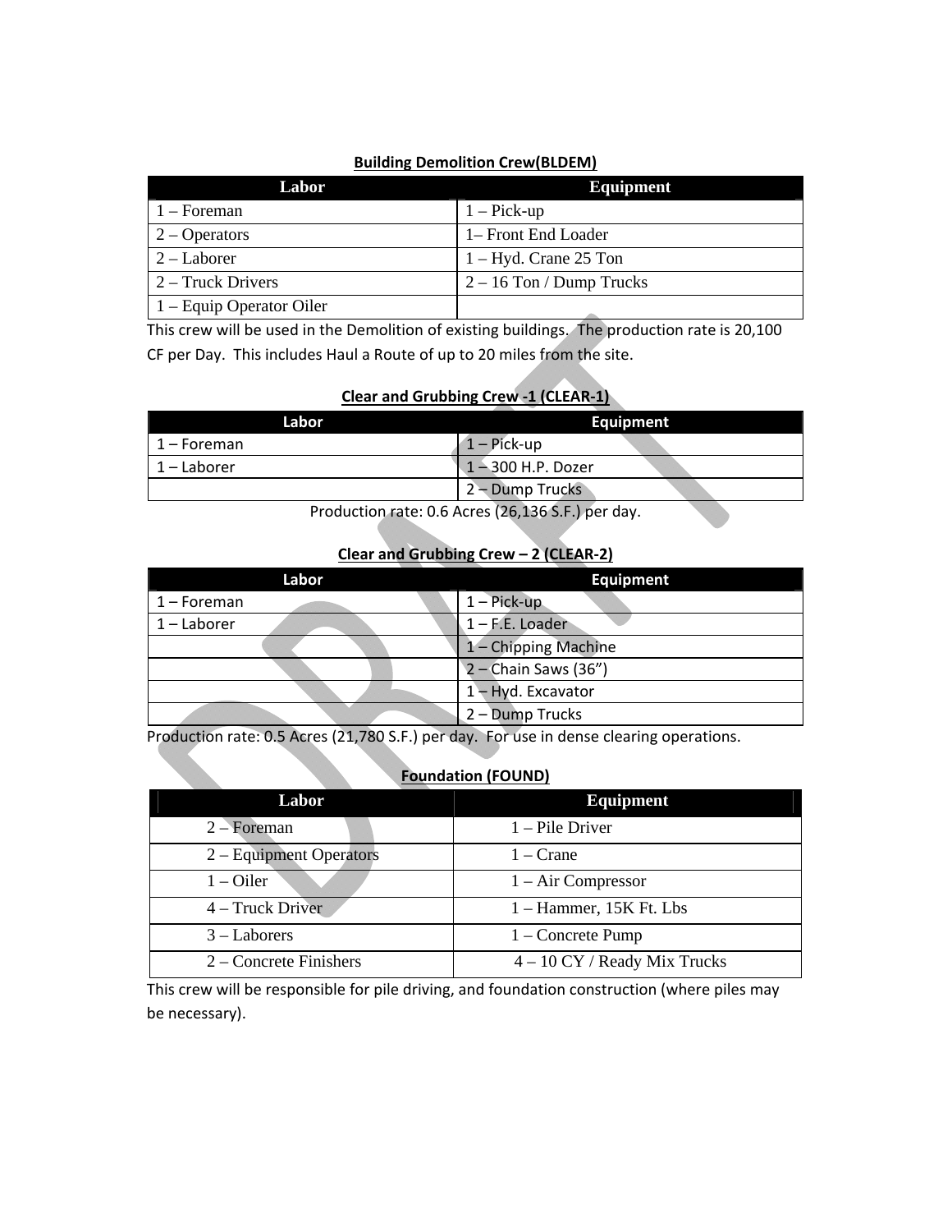**Building Demolition Crew(BLDEM)**

| Labor | Equipment |
|---|---|
| 1 – Foreman | 1 – Pick-up |
| 2 – Operators | 1– Front End Loader |
| 2 – Laborer | 1 – Hyd. Crane 25 Ton |
| 2 – Truck Drivers | 2 – 16 Ton / Dump Trucks |
| 1 – Equip Operator Oiler | |

This crew will be used in the Demolition of existing buildings. The production rate is 20,100 CF per Day. This includes Haul a Route of up to 20 miles from the site.

**Clear and Grubbing Crew -1 (CLEAR-1)**

| Labor | Equipment |
|---|---|
| 1 – Foreman | 1 – Pick-up |
| 1 – Laborer | 1 – 300 H.P. Dozer |
| | 2 – Dump Trucks |

Production rate: 0.6 Acres (26,136 S.F.) per day.

**Clear and Grubbing Crew – 2 (CLEAR-2)**

| Labor | Equipment |
|---|---|
| 1 – Foreman | 1 – Pick-up |
| 1 – Laborer | 1 – F.E. Loader |
| | 1 – Chipping Machine |
| | 2 – Chain Saws (36”) |
| | 1 – Hyd. Excavator |
| | 2 – Dump Trucks |

Production rate: 0.5 Acres (21,780 S.F.) per day. For use in dense clearing operations.

**Foundation (FOUND)**

| Labor | Equipment |
|---|---|
| 2 – Foreman | 1 – Pile Driver |
| 2 – Equipment Operators | 1 – Crane |
| 1 – Oiler | 1 – Air Compressor |
| 4 – Truck Driver | 1 – Hammer, 15K Ft. Lbs |
| 3 – Laborers | 1 – Concrete Pump |
| 2 – Concrete Finishers | 4 – 10 CY / Ready Mix Trucks |

This crew will be responsible for pile driving, and foundation construction (where piles may be necessary).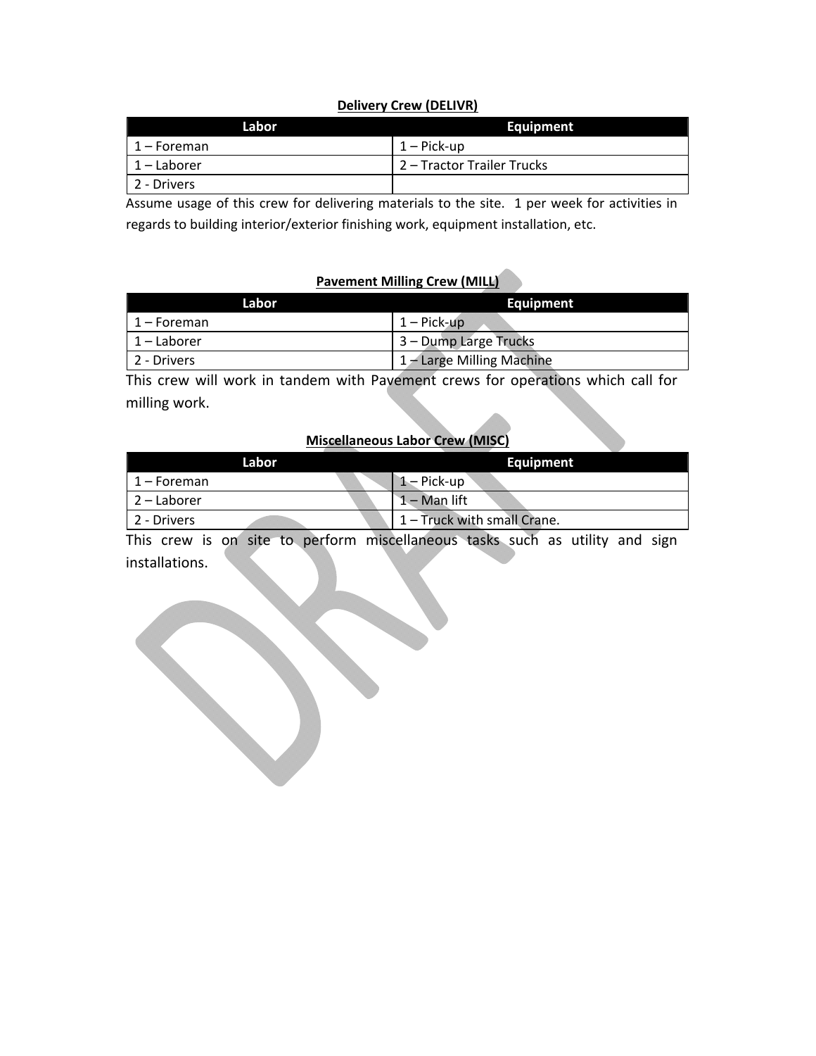**Delivery Crew (DELIVR)**

| Labor | Equipment |
| --- | --- |
| 1 – Foreman | 1 – Pick-up |
| 1 – Laborer | 2 – Tractor Trailer Trucks |
| 2 - Drivers | |

Assume usage of this crew for delivering materials to the site. 1 per week for activities in regards to building interior/exterior finishing work, equipment installation, etc.

**Pavement Milling Crew (MILL)**

| Labor | Equipment |
| --- | --- |
| 1 – Foreman | 1 – Pick-up |
| 1 – Laborer | 3 – Dump Large Trucks |
| 2 - Drivers | 1 – Large Milling Machine |

This crew will work in tandem with Pavement crews for operations which call for milling work.

**Miscellaneous Labor Crew (MISC)**

| Labor | Equipment |
| --- | --- |
| 1 – Foreman | 1 – Pick-up |
| 2 – Laborer | 1 – Man lift |
| 2 - Drivers | 1 – Truck with small Crane. |

This crew is on site to perform miscellaneous tasks such as utility and sign installations.